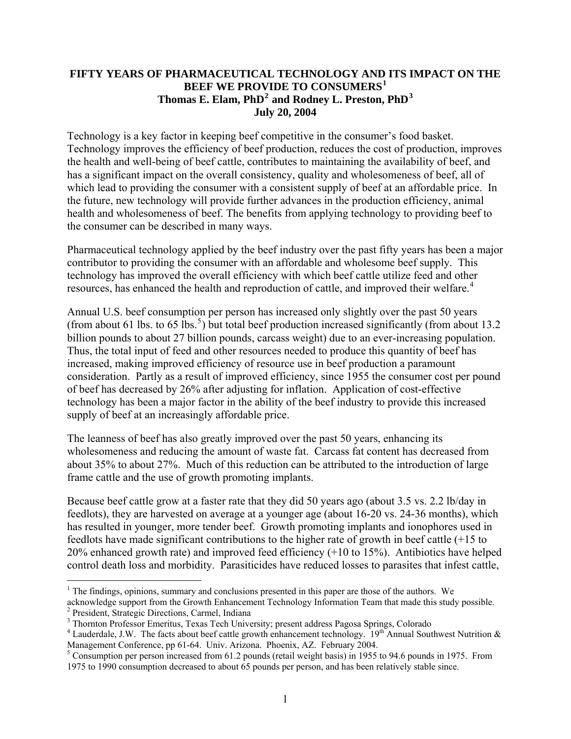# FIFTY YEARS OF PHARMACEUTICAL TECHNOLOGY AND ITS IMPACT ON THE BEEF WE PROVIDE TO CONSUMERS[1]

**Thomas E. Elam, PhD[2] and Rodney L. Preston, PhD[3]**

**July 20, 2004**

Technology is a key factor in keeping beef competitive in the consumer's food basket. Technology improves the efficiency of beef production, reduces the cost of production, improves the health and well-being of beef cattle, contributes to maintaining the availability of beef, and has a significant impact on the overall consistency, quality and wholesomeness of beef, all of which lead to providing the consumer with a consistent supply of beef at an affordable price. In the future, new technology will provide further advances in the production efficiency, animal health and wholesomeness of beef. The benefits from applying technology to providing beef to the consumer can be described in many ways.

Pharmaceutical technology applied by the beef industry over the past fifty years has been a major contributor to providing the consumer with an affordable and wholesome beef supply. This technology has improved the overall efficiency with which beef cattle utilize feed and other resources, has enhanced the health and reproduction of cattle, and improved their welfare.[4]

Annual U.S. beef consumption per person has increased only slightly over the past 50 years (from about 61 lbs. to 65 lbs.[5]) but total beef production increased significantly (from about 13.2 billion pounds to about 27 billion pounds, carcass weight) due to an ever-increasing population. Thus, the total input of feed and other resources needed to produce this quantity of beef has increased, making improved efficiency of resource use in beef production a paramount consideration. Partly as a result of improved efficiency, since 1955 the consumer cost per pound of beef has decreased by 26% after adjusting for inflation. Application of cost-effective technology has been a major factor in the ability of the beef industry to provide this increased supply of beef at an increasingly affordable price.

The leanness of beef has also greatly improved over the past 50 years, enhancing its wholesomeness and reducing the amount of waste fat. Carcass fat content has decreased from about 35% to about 27%. Much of this reduction can be attributed to the introduction of large frame cattle and the use of growth promoting implants.

Because beef cattle grow at a faster rate that they did 50 years ago (about 3.5 vs. 2.2 lb/day in feedlots), they are harvested on average at a younger age (about 16-20 vs. 24-36 months), which has resulted in younger, more tender beef. Growth promoting implants and ionophores used in feedlots have made significant contributions to the higher rate of growth in beef cattle (+15 to 20% enhanced growth rate) and improved feed efficiency (+10 to 15%). Antibiotics have helped control death loss and morbidity. Parasiticides have reduced losses to parasites that infest cattle,

---

[1] The findings, opinions, summary and conclusions presented in this paper are those of the authors. We acknowledge support from the Growth Enhancement Technology Information Team that made this study possible.

[2] President, Strategic Directions, Carmel, Indiana

[3] Thornton Professor Emeritus, Texas Tech University; present address Pagosa Springs, Colorado

[4] Lauderdale, J.W. The facts about beef cattle growth enhancement technology. 19th Annual Southwest Nutrition & Management Conference, pp 61-64. Univ. Arizona. Phoenix, AZ. February 2004.

[5] Consumption per person increased from 61.2 pounds (retail weight basis) in 1955 to 94.6 pounds in 1975. From 1975 to 1990 consumption decreased to about 65 pounds per person, and has been relatively stable since.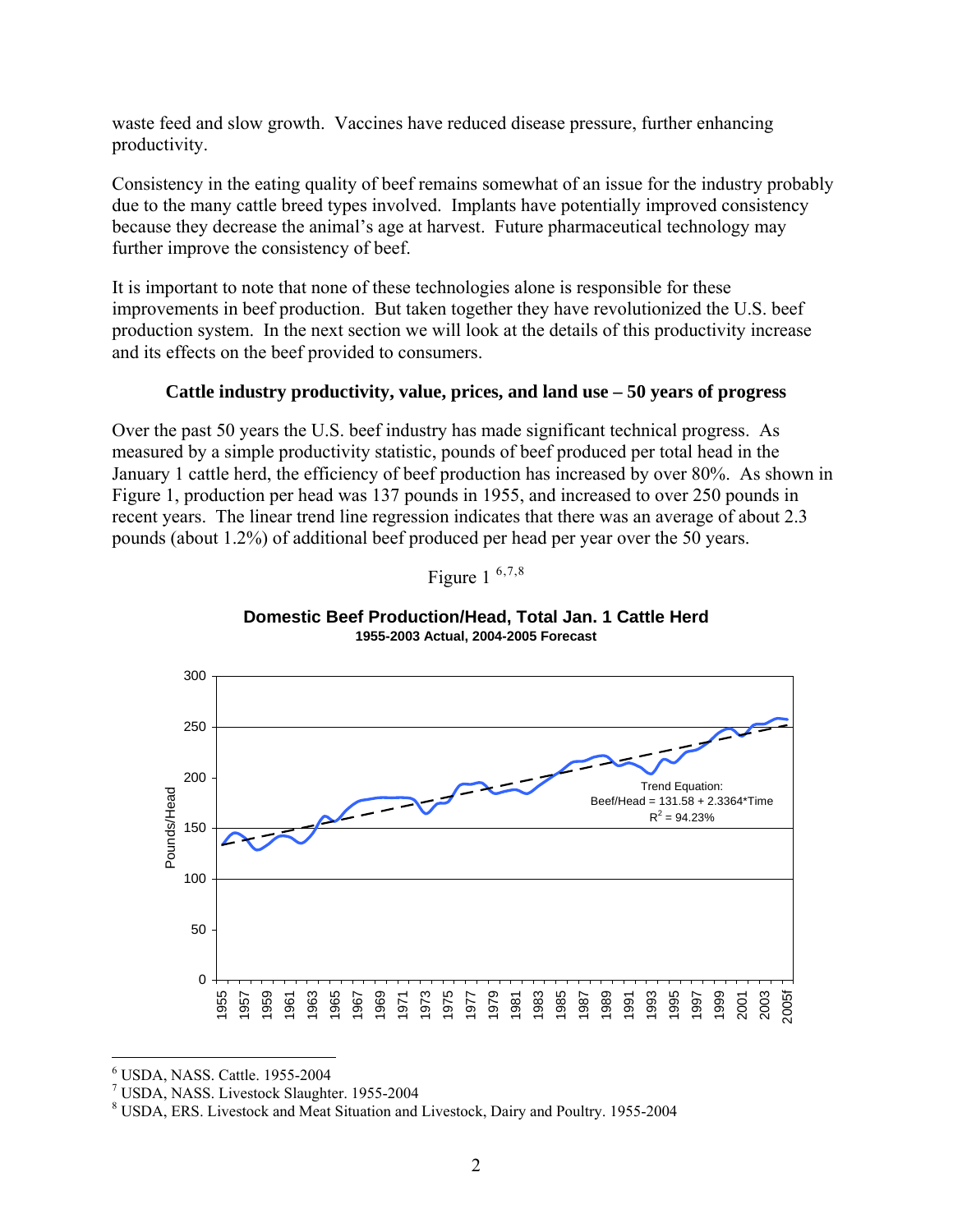waste feed and slow growth. Vaccines have reduced disease pressure, further enhancing productivity.

Consistency in the eating quality of beef remains somewhat of an issue for the industry probably due to the many cattle breed types involved. Implants have potentially improved consistency because they decrease the animal's age at harvest. Future pharmaceutical technology may further improve the consistency of beef.

It is important to note that none of these technologies alone is responsible for these improvements in beef production. But taken together they have revolutionized the U.S. beef production system. In the next section we will look at the details of this productivity increase and its effects on the beef provided to consumers.

**Cattle industry productivity, value, prices, and land use – 50 years of progress**

Over the past 50 years the U.S. beef industry has made significant technical progress. As measured by a simple productivity statistic, pounds of beef produced per total head in the January 1 cattle herd, the efficiency of beef production has increased by over 80%. As shown in Figure 1, production per head was 137 pounds in 1955, and increased to over 250 pounds in recent years. The linear trend line regression indicates that there was an average of about 2.3 pounds (about 1.2%) of additional beef produced per head per year over the 50 years.

Figure 1 [6,7,8]

**Domestic Beef Production/Head, Total Jan. 1 Cattle Herd**
**1955-2003 Actual, 2004-2005 Forecast**

Trend Equation: Beef/Head = 131.58 + 2.3364*Time, $R^2$ = 94.23%

[6] USDA, NASS. Cattle. 1955-2004
[7] USDA, NASS. Livestock Slaughter. 1955-2004
[8] USDA, ERS. Livestock and Meat Situation and Livestock, Dairy and Poultry. 1955-2004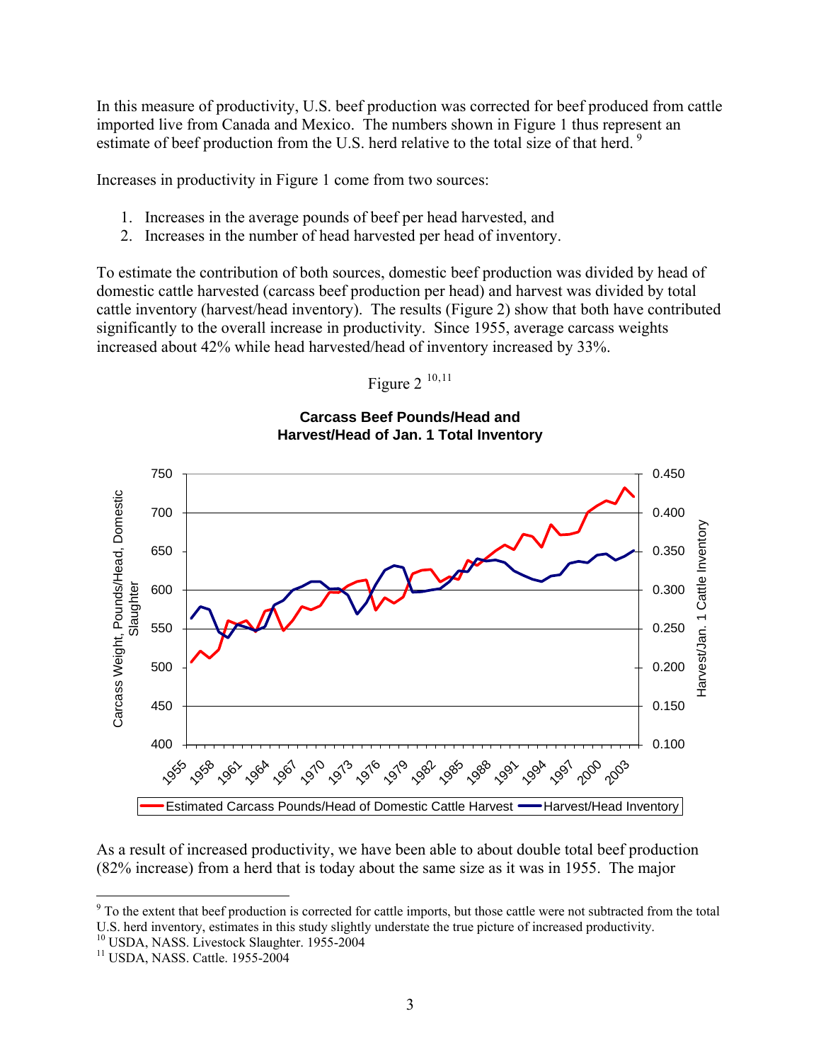In this measure of productivity, U.S. beef production was corrected for beef produced from cattle imported live from Canada and Mexico. The numbers shown in Figure 1 thus represent an estimate of beef production from the U.S. herd relative to the total size of that herd. [9]

Increases in productivity in Figure 1 come from two sources:

1. Increases in the average pounds of beef per head harvested, and
2. Increases in the number of head harvested per head of inventory.

To estimate the contribution of both sources, domestic beef production was divided by head of domestic cattle harvested (carcass beef production per head) and harvest was divided by total cattle inventory (harvest/head inventory). The results (Figure 2) show that both have contributed significantly to the overall increase in productivity. Since 1955, average carcass weights increased about 42% while head harvested/head of inventory increased by 33%.

Figure 2 [10,11]

**Carcass Beef Pounds/Head and Harvest/Head of Jan. 1 Total Inventory**

As a result of increased productivity, we have been able to about double total beef production (82% increase) from a herd that is today about the same size as it was in 1955. The major

---

[9] To the extent that beef production is corrected for cattle imports, but those cattle were not subtracted from the total U.S. herd inventory, estimates in this study slightly understate the true picture of increased productivity.

[10] USDA, NASS. Livestock Slaughter. 1955-2004

[11] USDA, NASS. Cattle. 1955-2004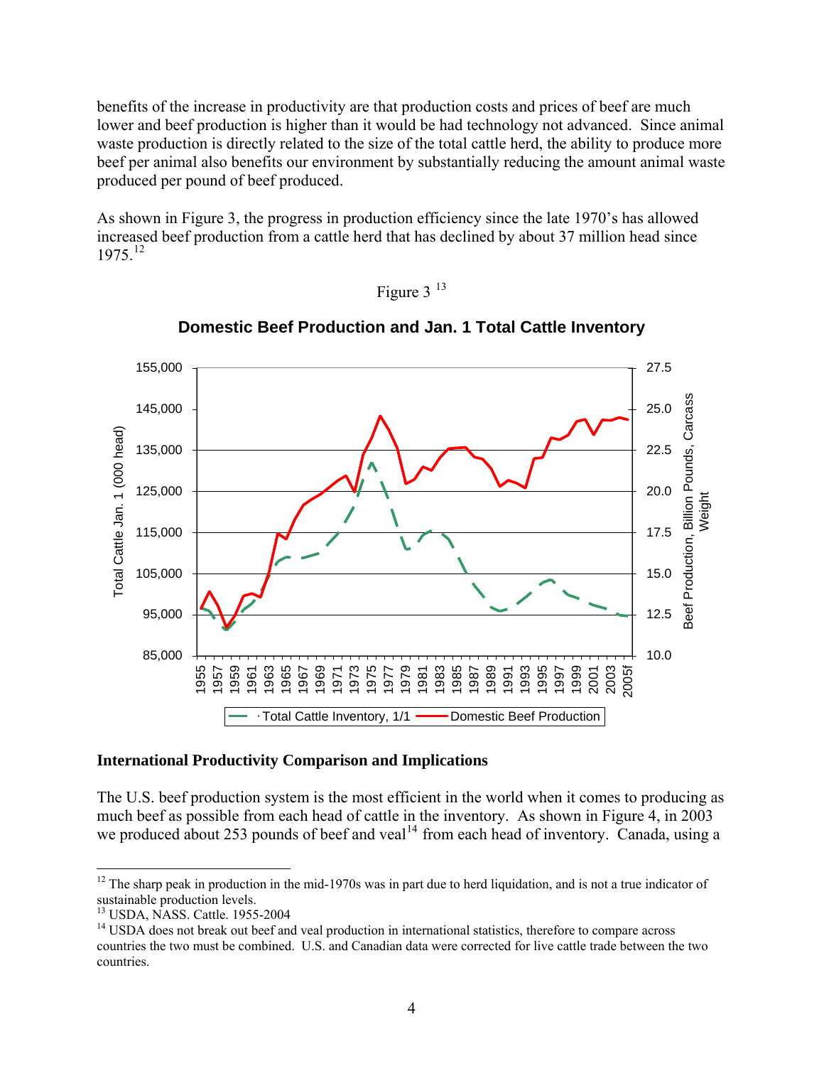benefits of the increase in productivity are that production costs and prices of beef are much lower and beef production is higher than it would be had technology not advanced. Since animal waste production is directly related to the size of the total cattle herd, the ability to produce more beef per animal also benefits our environment by substantially reducing the amount animal waste produced per pound of beef produced.

As shown in Figure 3, the progress in production efficiency since the late 1970's has allowed increased beef production from a cattle herd that has declined by about 37 million head since 1975.[12]

Figure 3 [13]

**Domestic Beef Production and Jan. 1 Total Cattle Inventory**

## International Productivity Comparison and Implications

The U.S. beef production system is the most efficient in the world when it comes to producing as much beef as possible from each head of cattle in the inventory. As shown in Figure 4, in 2003 we produced about 253 pounds of beef and veal[14] from each head of inventory. Canada, using a

---

[12] The sharp peak in production in the mid-1970s was in part due to herd liquidation, and is not a true indicator of sustainable production levels.

[13] USDA, NASS. Cattle. 1955-2004

[14] USDA does not break out beef and veal production in international statistics, therefore to compare across countries the two must be combined. U.S. and Canadian data were corrected for live cattle trade between the two countries.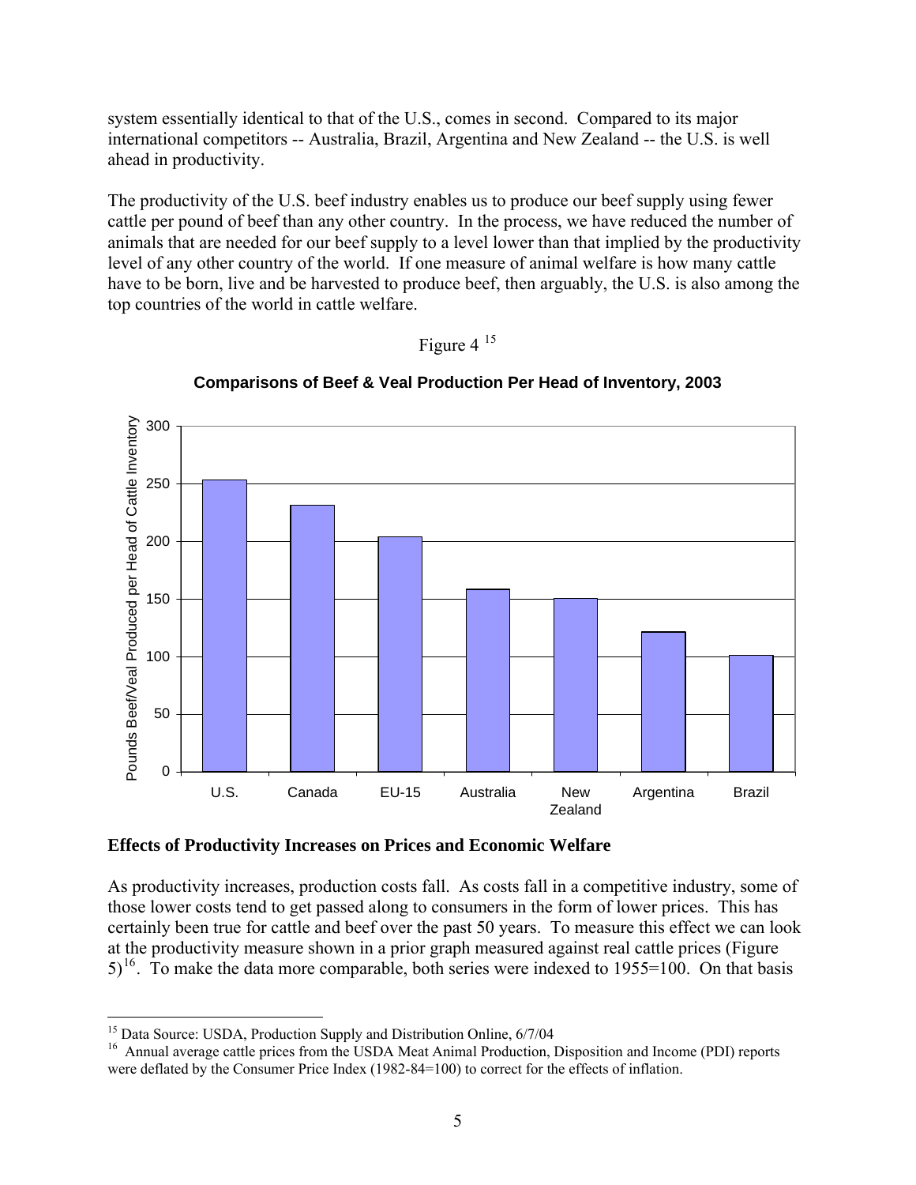system essentially identical to that of the U.S., comes in second. Compared to its major international competitors -- Australia, Brazil, Argentina and New Zealand -- the U.S. is well ahead in productivity.

The productivity of the U.S. beef industry enables us to produce our beef supply using fewer cattle per pound of beef than any other country. In the process, we have reduced the number of animals that are needed for our beef supply to a level lower than that implied by the productivity level of any other country of the world. If one measure of animal welfare is how many cattle have to be born, live and be harvested to produce beef, then arguably, the U.S. is also among the top countries of the world in cattle welfare.

Figure 4 [15]

**Comparisons of Beef & Veal Production Per Head of Inventory, 2003**

## Effects of Productivity Increases on Prices and Economic Welfare

As productivity increases, production costs fall. As costs fall in a competitive industry, some of those lower costs tend to get passed along to consumers in the form of lower prices. This has certainly been true for cattle and beef over the past 50 years. To measure this effect we can look at the productivity measure shown in a prior graph measured against real cattle prices (Figure 5)[16]. To make the data more comparable, both series were indexed to 1955=100. On that basis

---

[15] Data Source: USDA, Production Supply and Distribution Online, 6/7/04

[16] Annual average cattle prices from the USDA Meat Animal Production, Disposition and Income (PDI) reports were deflated by the Consumer Price Index (1982-84=100) to correct for the effects of inflation.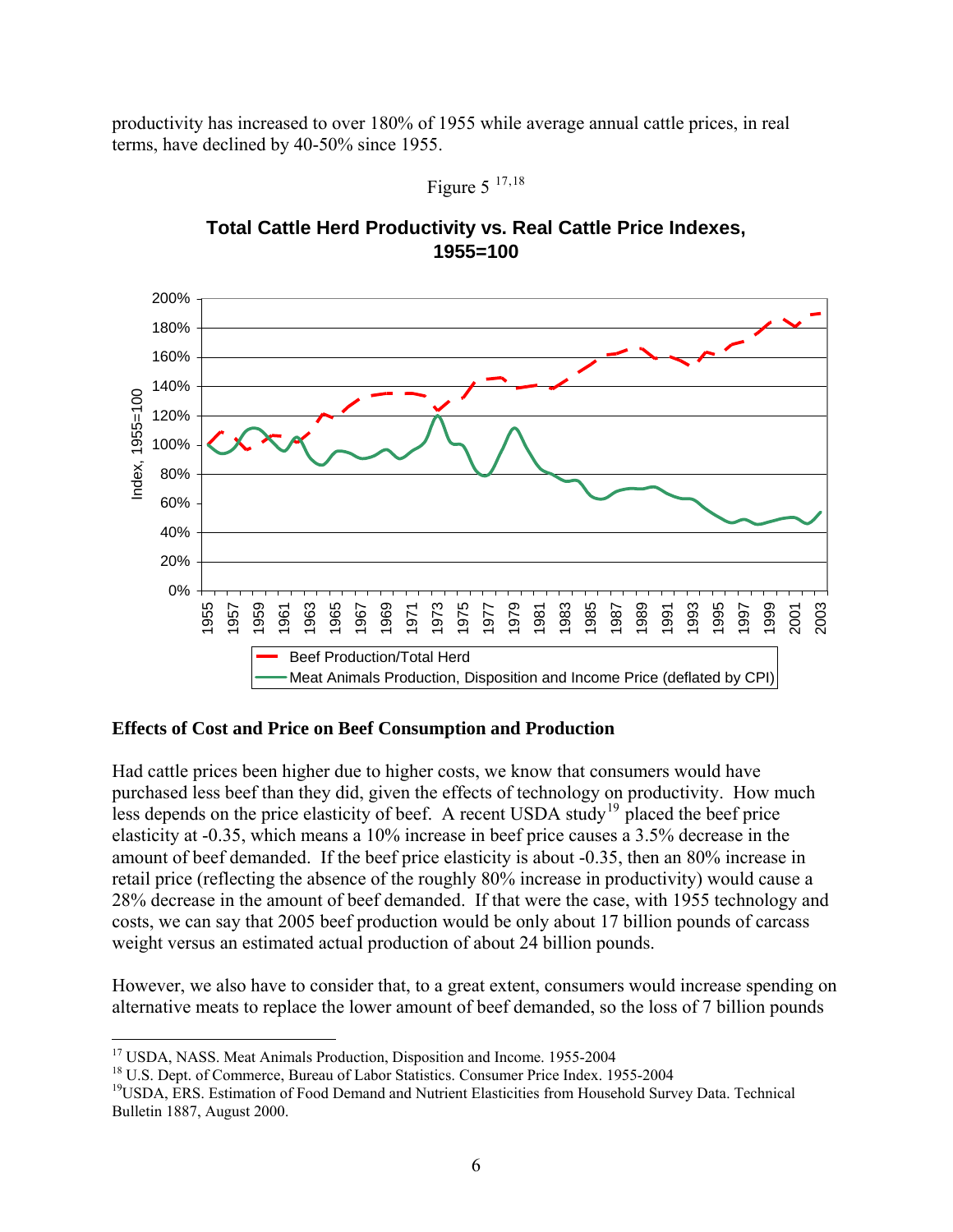productivity has increased to over 180% of 1955 while average annual cattle prices, in real terms, have declined by 40-50% since 1955.

Figure 5 [17,18]

**Total Cattle Herd Productivity vs. Real Cattle Price Indexes, 1955=100**

## Effects of Cost and Price on Beef Consumption and Production

Had cattle prices been higher due to higher costs, we know that consumers would have purchased less beef than they did, given the effects of technology on productivity. How much less depends on the price elasticity of beef. A recent USDA study[19] placed the beef price elasticity at -0.35, which means a 10% increase in beef price causes a 3.5% decrease in the amount of beef demanded. If the beef price elasticity is about -0.35, then an 80% increase in retail price (reflecting the absence of the roughly 80% increase in productivity) would cause a 28% decrease in the amount of beef demanded. If that were the case, with 1955 technology and costs, we can say that 2005 beef production would be only about 17 billion pounds of carcass weight versus an estimated actual production of about 24 billion pounds.

However, we also have to consider that, to a great extent, consumers would increase spending on alternative meats to replace the lower amount of beef demanded, so the loss of 7 billion pounds

---

[17] USDA, NASS. Meat Animals Production, Disposition and Income. 1955-2004

[18] U.S. Dept. of Commerce, Bureau of Labor Statistics. Consumer Price Index. 1955-2004

[19] USDA, ERS. Estimation of Food Demand and Nutrient Elasticities from Household Survey Data. Technical Bulletin 1887, August 2000.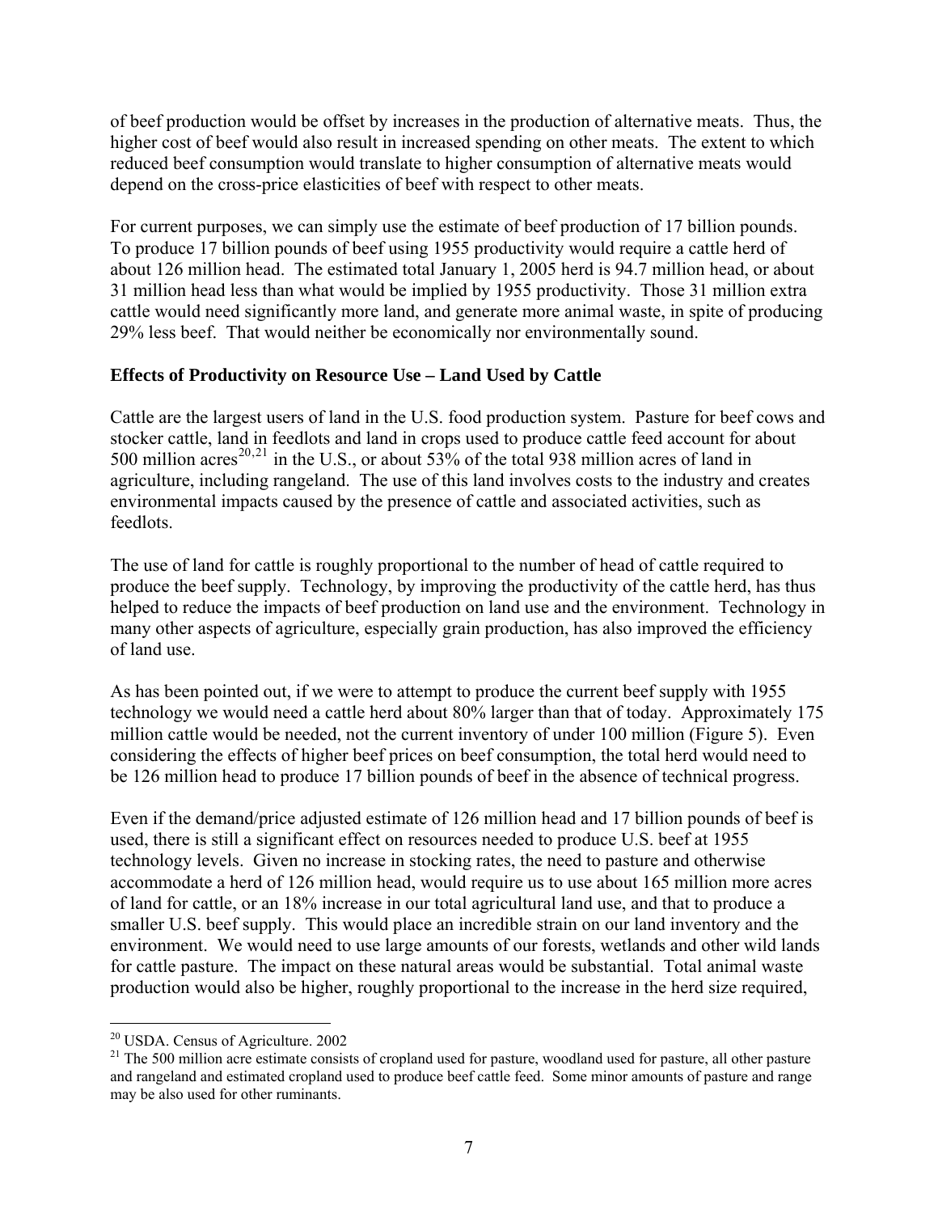of beef production would be offset by increases in the production of alternative meats. Thus, the higher cost of beef would also result in increased spending on other meats. The extent to which reduced beef consumption would translate to higher consumption of alternative meats would depend on the cross-price elasticities of beef with respect to other meats.

For current purposes, we can simply use the estimate of beef production of 17 billion pounds. To produce 17 billion pounds of beef using 1955 productivity would require a cattle herd of about 126 million head. The estimated total January 1, 2005 herd is 94.7 million head, or about 31 million head less than what would be implied by 1955 productivity. Those 31 million extra cattle would need significantly more land, and generate more animal waste, in spite of producing 29% less beef. That would neither be economically nor environmentally sound.

**Effects of Productivity on Resource Use – Land Used by Cattle**

Cattle are the largest users of land in the U.S. food production system. Pasture for beef cows and stocker cattle, land in feedlots and land in crops used to produce cattle feed account for about 500 million acres[20,21] in the U.S., or about 53% of the total 938 million acres of land in agriculture, including rangeland. The use of this land involves costs to the industry and creates environmental impacts caused by the presence of cattle and associated activities, such as feedlots.

The use of land for cattle is roughly proportional to the number of head of cattle required to produce the beef supply. Technology, by improving the productivity of the cattle herd, has thus helped to reduce the impacts of beef production on land use and the environment. Technology in many other aspects of agriculture, especially grain production, has also improved the efficiency of land use.

As has been pointed out, if we were to attempt to produce the current beef supply with 1955 technology we would need a cattle herd about 80% larger than that of today. Approximately 175 million cattle would be needed, not the current inventory of under 100 million (Figure 5). Even considering the effects of higher beef prices on beef consumption, the total herd would need to be 126 million head to produce 17 billion pounds of beef in the absence of technical progress.

Even if the demand/price adjusted estimate of 126 million head and 17 billion pounds of beef is used, there is still a significant effect on resources needed to produce U.S. beef at 1955 technology levels. Given no increase in stocking rates, the need to pasture and otherwise accommodate a herd of 126 million head, would require us to use about 165 million more acres of land for cattle, or an 18% increase in our total agricultural land use, and that to produce a smaller U.S. beef supply. This would place an incredible strain on our land inventory and the environment. We would need to use large amounts of our forests, wetlands and other wild lands for cattle pasture. The impact on these natural areas would be substantial. Total animal waste production would also be higher, roughly proportional to the increase in the herd size required,

[20] USDA. Census of Agriculture. 2002

[21] The 500 million acre estimate consists of cropland used for pasture, woodland used for pasture, all other pasture and rangeland and estimated cropland used to produce beef cattle feed. Some minor amounts of pasture and range may be also used for other ruminants.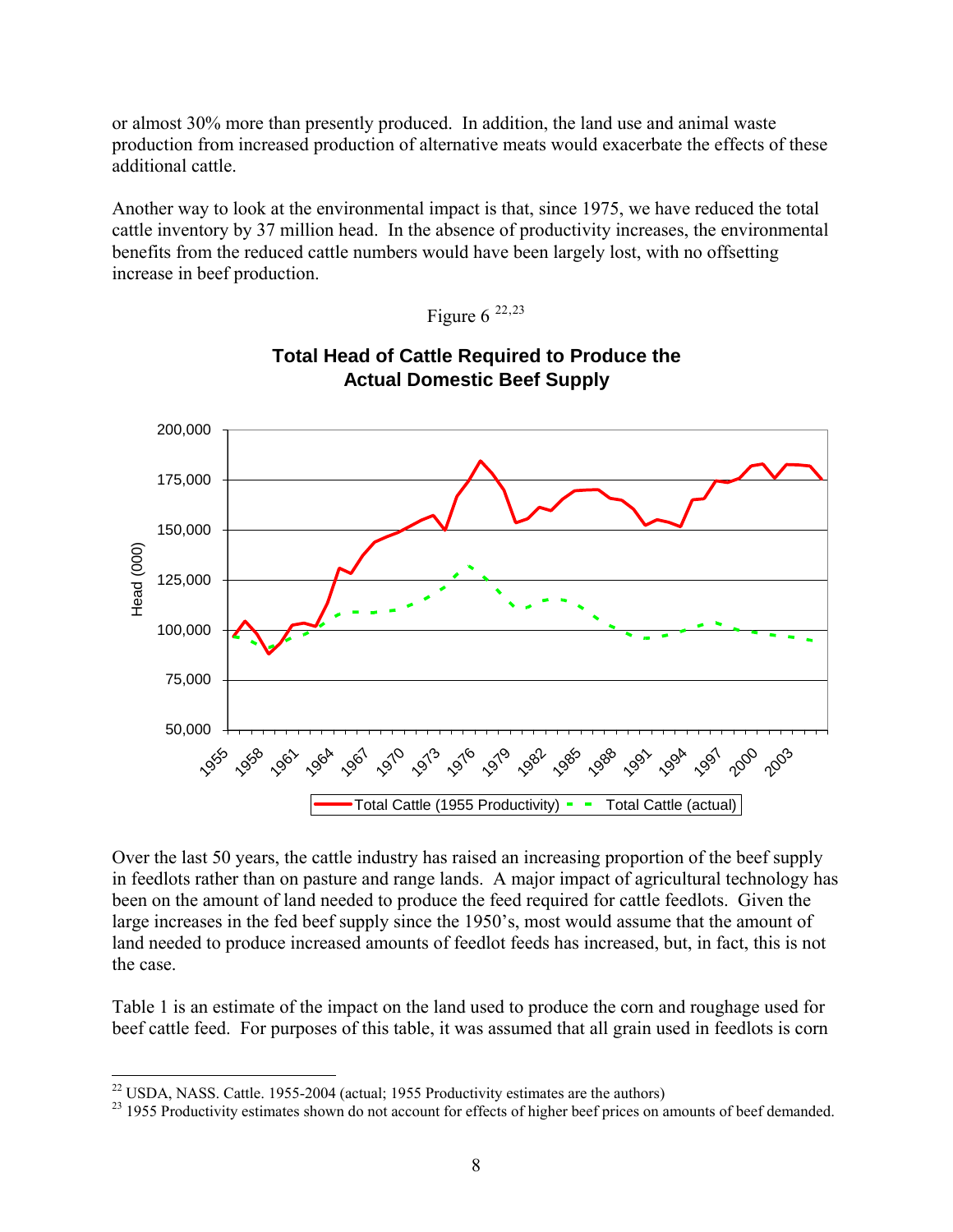or almost 30% more than presently produced. In addition, the land use and animal waste production from increased production of alternative meats would exacerbate the effects of these additional cattle.

Another way to look at the environmental impact is that, since 1975, we have reduced the total cattle inventory by 37 million head. In the absence of productivity increases, the environmental benefits from the reduced cattle numbers would have been largely lost, with no offsetting increase in beef production.

Figure 6 [22,23]

**Total Head of Cattle Required to Produce the Actual Domestic Beef Supply**

Over the last 50 years, the cattle industry has raised an increasing proportion of the beef supply in feedlots rather than on pasture and range lands. A major impact of agricultural technology has been on the amount of land needed to produce the feed required for cattle feedlots. Given the large increases in the fed beef supply since the 1950's, most would assume that the amount of land needed to produce increased amounts of feedlot feeds has increased, but, in fact, this is not the case.

Table 1 is an estimate of the impact on the land used to produce the corn and roughage used for beef cattle feed. For purposes of this table, it was assumed that all grain used in feedlots is corn

---

[22] USDA, NASS. Cattle. 1955-2004 (actual; 1955 Productivity estimates are the authors)

[23] 1955 Productivity estimates shown do not account for effects of higher beef prices on amounts of beef demanded.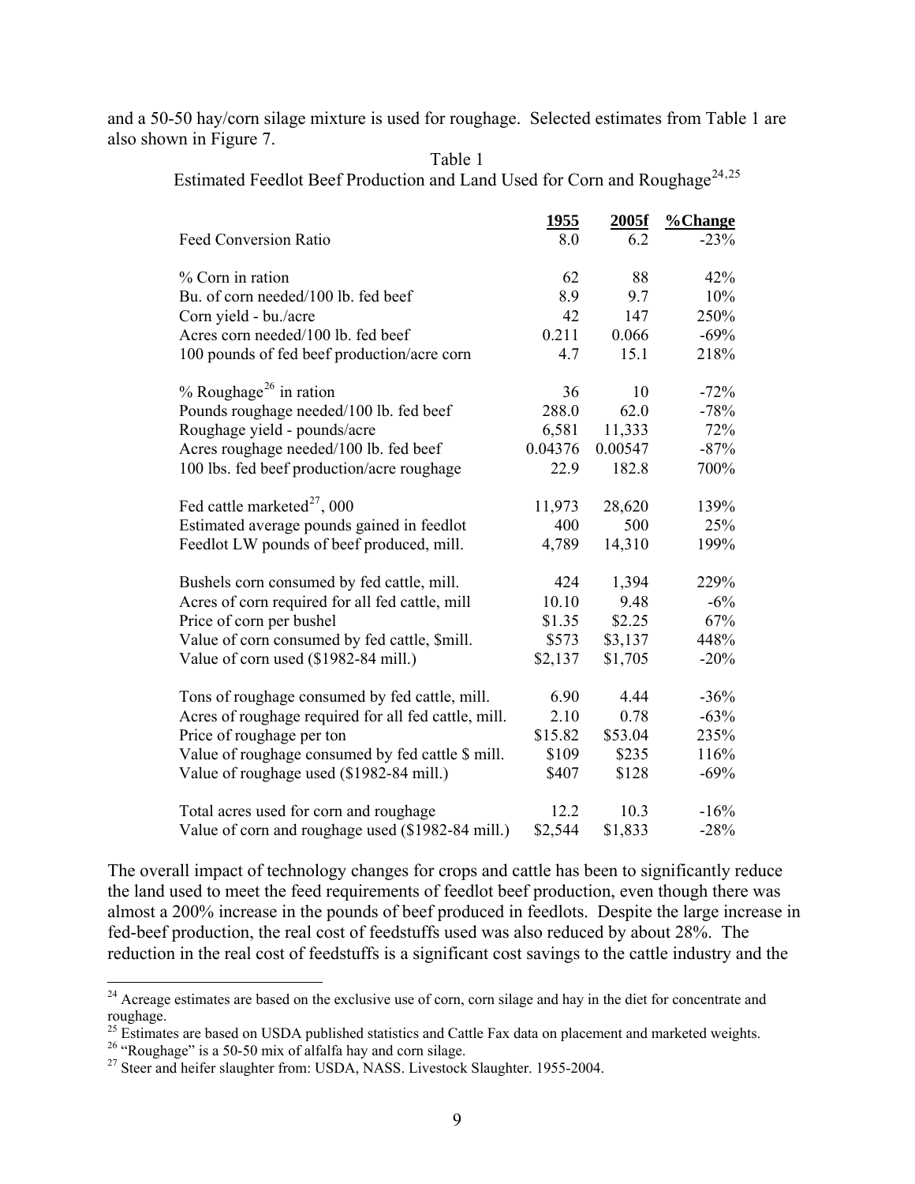and a 50-50 hay/corn silage mixture is used for roughage. Selected estimates from Table 1 are also shown in Figure 7.

Table 1
Estimated Feedlot Beef Production and Land Used for Corn and Roughage[24,25]

| | 1955 | 2005f | %Change |
|---|---|---|---|
| Feed Conversion Ratio | 8.0 | 6.2 | -23% |
| | | | |
| % Corn in ration | 62 | 88 | 42% |
| Bu. of corn needed/100 lb. fed beef | 8.9 | 9.7 | 10% |
| Corn yield - bu./acre | 42 | 147 | 250% |
| Acres corn needed/100 lb. fed beef | 0.211 | 0.066 | -69% |
| 100 pounds of fed beef production/acre corn | 4.7 | 15.1 | 218% |
| | | | |
| % Roughage[26] in ration | 36 | 10 | -72% |
| Pounds roughage needed/100 lb. fed beef | 288.0 | 62.0 | -78% |
| Roughage yield - pounds/acre | 6,581 | 11,333 | 72% |
| Acres roughage needed/100 lb. fed beef | 0.04376 | 0.00547 | -87% |
| 100 lbs. fed beef production/acre roughage | 22.9 | 182.8 | 700% |
| | | | |
| Fed cattle marketed[27], 000 | 11,973 | 28,620 | 139% |
| Estimated average pounds gained in feedlot | 400 | 500 | 25% |
| Feedlot LW pounds of beef produced, mill. | 4,789 | 14,310 | 199% |
| | | | |
| Bushels corn consumed by fed cattle, mill. | 424 | 1,394 | 229% |
| Acres of corn required for all fed cattle, mill | 10.10 | 9.48 | -6% |
| Price of corn per bushel | $1.35 | $2.25 | 67% |
| Value of corn consumed by fed cattle, $mill. | $573 | $3,137 | 448% |
| Value of corn used ($1982-84 mill.) | $2,137 | $1,705 | -20% |
| | | | |
| Tons of roughage consumed by fed cattle, mill. | 6.90 | 4.44 | -36% |
| Acres of roughage required for all fed cattle, mill. | 2.10 | 0.78 | -63% |
| Price of roughage per ton | $15.82 | $53.04 | 235% |
| Value of roughage consumed by fed cattle $ mill. | $109 | $235 | 116% |
| Value of roughage used ($1982-84 mill.) | $407 | $128 | -69% |
| | | | |
| Total acres used for corn and roughage | 12.2 | 10.3 | -16% |
| Value of corn and roughage used ($1982-84 mill.) | $2,544 | $1,833 | -28% |

The overall impact of technology changes for crops and cattle has been to significantly reduce the land used to meet the feed requirements of feedlot beef production, even though there was almost a 200% increase in the pounds of beef produced in feedlots. Despite the large increase in fed-beef production, the real cost of feedstuffs used was also reduced by about 28%. The reduction in the real cost of feedstuffs is a significant cost savings to the cattle industry and the

---

[24] Acreage estimates are based on the exclusive use of corn, corn silage and hay in the diet for concentrate and roughage.

[25] Estimates are based on USDA published statistics and Cattle Fax data on placement and marketed weights.

[26] "Roughage" is a 50-50 mix of alfalfa hay and corn silage.

[27] Steer and heifer slaughter from: USDA, NASS. Livestock Slaughter. 1955-2004.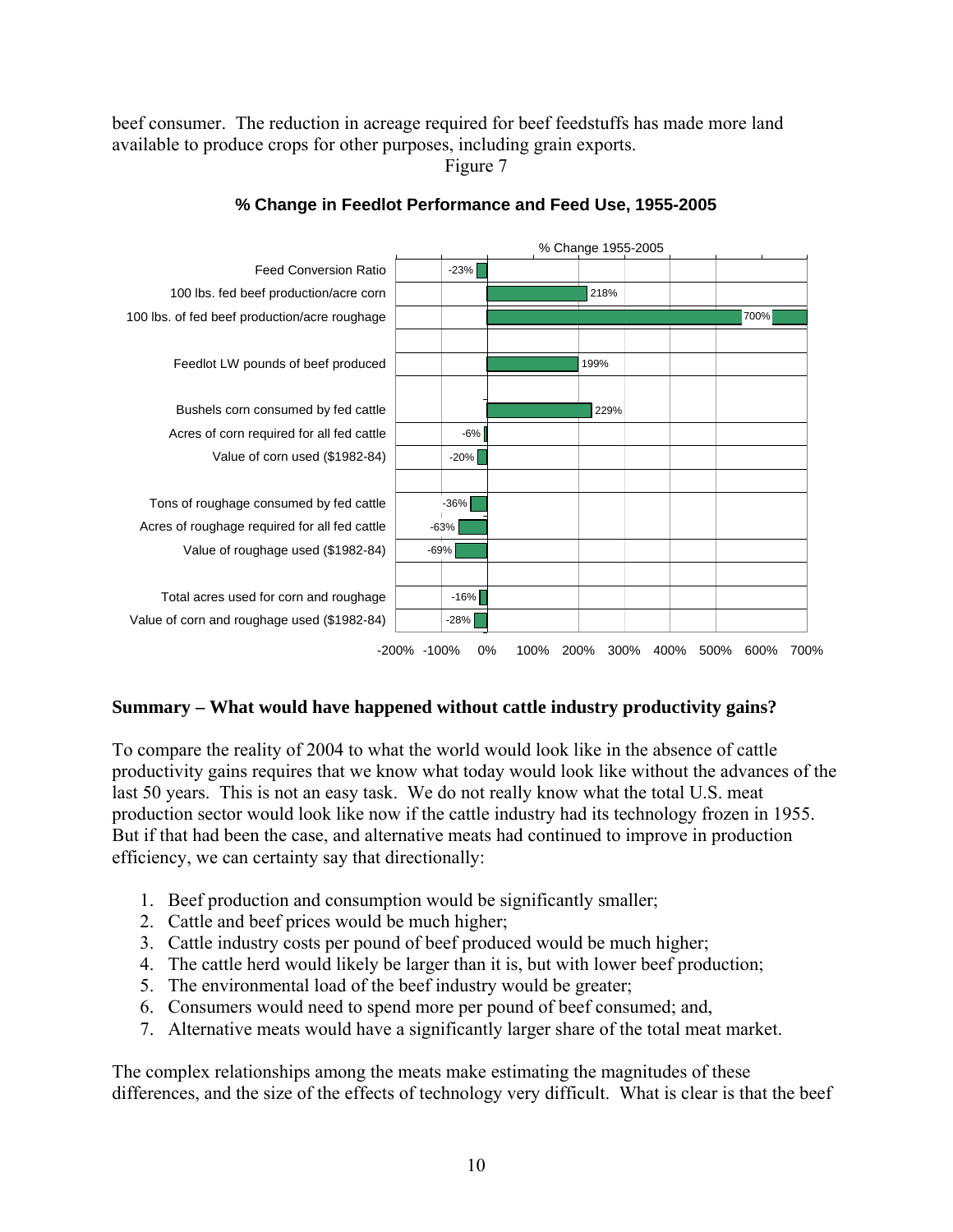beef consumer. The reduction in acreage required for beef feedstuffs has made more land available to produce crops for other purposes, including grain exports.

Figure 7

**% Change in Feedlot Performance and Feed Use, 1955-2005**

| Item | % Change 1955-2005 |
|---|---|
| Feed Conversion Ratio | -23% |
| 100 lbs. fed beef production/acre corn | 218% |
| 100 lbs. of fed beef production/acre roughage | 700% |
| Feedlot LW pounds of beef produced | 199% |
| Bushels corn consumed by fed cattle | 229% |
| Acres of corn required for all fed cattle | -6% |
| Value of corn used ($1982-84) | -20% |
| Tons of roughage consumed by fed cattle | -36% |
| Acres of roughage required for all fed cattle | -63% |
| Value of roughage used ($1982-84) | -69% |
| Total acres used for corn and roughage | -16% |
| Value of corn and roughage used ($1982-84) | -28% |

## Summary – What would have happened without cattle industry productivity gains?

To compare the reality of 2004 to what the world would look like in the absence of cattle productivity gains requires that we know what today would look like without the advances of the last 50 years. This is not an easy task. We do not really know what the total U.S. meat production sector would look like now if the cattle industry had its technology frozen in 1955. But if that had been the case, and alternative meats had continued to improve in production efficiency, we can certainty say that directionally:

1. Beef production and consumption would be significantly smaller;
2. Cattle and beef prices would be much higher;
3. Cattle industry costs per pound of beef produced would be much higher;
4. The cattle herd would likely be larger than it is, but with lower beef production;
5. The environmental load of the beef industry would be greater;
6. Consumers would need to spend more per pound of beef consumed; and,
7. Alternative meats would have a significantly larger share of the total meat market.

The complex relationships among the meats make estimating the magnitudes of these differences, and the size of the effects of technology very difficult. What is clear is that the beef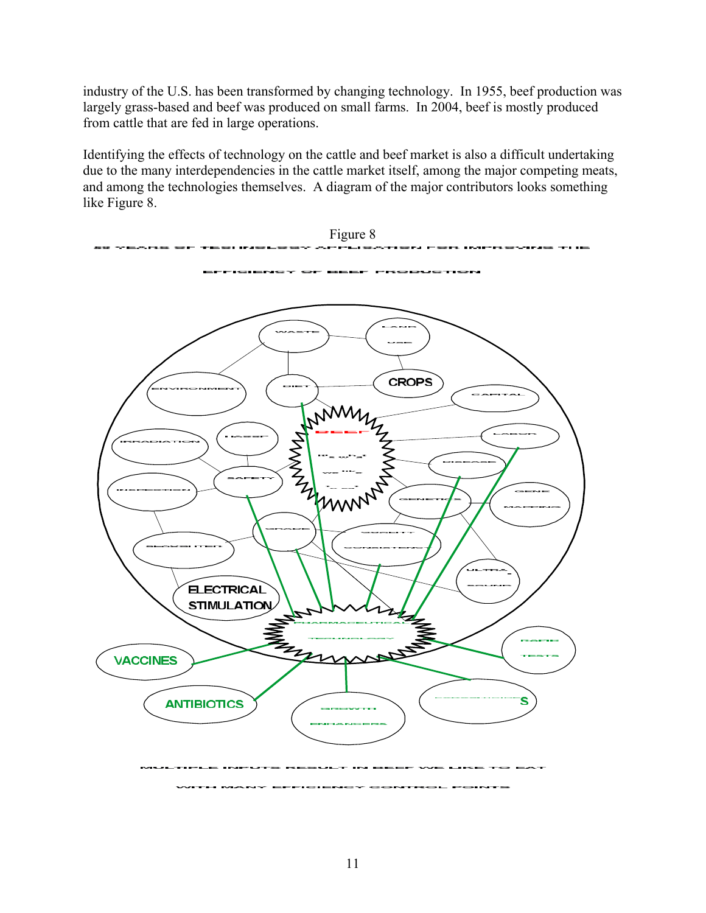industry of the U.S. has been transformed by changing technology. In 1955, beef production was largely grass-based and beef was produced on small farms. In 2004, beef is mostly produced from cattle that are fed in large operations.

Identifying the effects of technology on the cattle and beef market is also a difficult undertaking due to the many interdependencies in the cattle market itself, among the major competing meats, and among the technologies themselves. A diagram of the major contributors looks something like Figure 8.

Figure 8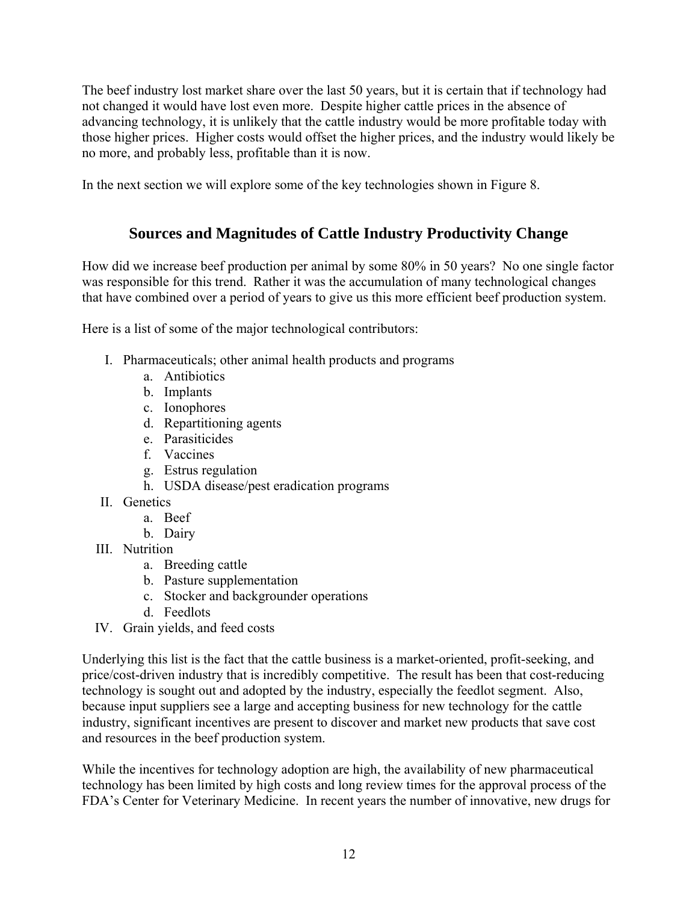The beef industry lost market share over the last 50 years, but it is certain that if technology had not changed it would have lost even more. Despite higher cattle prices in the absence of advancing technology, it is unlikely that the cattle industry would be more profitable today with those higher prices. Higher costs would offset the higher prices, and the industry would likely be no more, and probably less, profitable than it is now.

In the next section we will explore some of the key technologies shown in Figure 8.

## Sources and Magnitudes of Cattle Industry Productivity Change

How did we increase beef production per animal by some 80% in 50 years? No one single factor was responsible for this trend. Rather it was the accumulation of many technological changes that have combined over a period of years to give us this more efficient beef production system.

Here is a list of some of the major technological contributors:

- I. Pharmaceuticals; other animal health products and programs
  - a. Antibiotics
  - b. Implants
  - c. Ionophores
  - d. Repartitioning agents
  - e. Parasiticides
  - f. Vaccines
  - g. Estrus regulation
  - h. USDA disease/pest eradication programs
- II. Genetics
  - a. Beef
  - b. Dairy
- III. Nutrition
  - a. Breeding cattle
  - b. Pasture supplementation
  - c. Stocker and backgrounder operations
  - d. Feedlots
- IV. Grain yields, and feed costs

Underlying this list is the fact that the cattle business is a market-oriented, profit-seeking, and price/cost-driven industry that is incredibly competitive. The result has been that cost-reducing technology is sought out and adopted by the industry, especially the feedlot segment. Also, because input suppliers see a large and accepting business for new technology for the cattle industry, significant incentives are present to discover and market new products that save cost and resources in the beef production system.

While the incentives for technology adoption are high, the availability of new pharmaceutical technology has been limited by high costs and long review times for the approval process of the FDA's Center for Veterinary Medicine. In recent years the number of innovative, new drugs for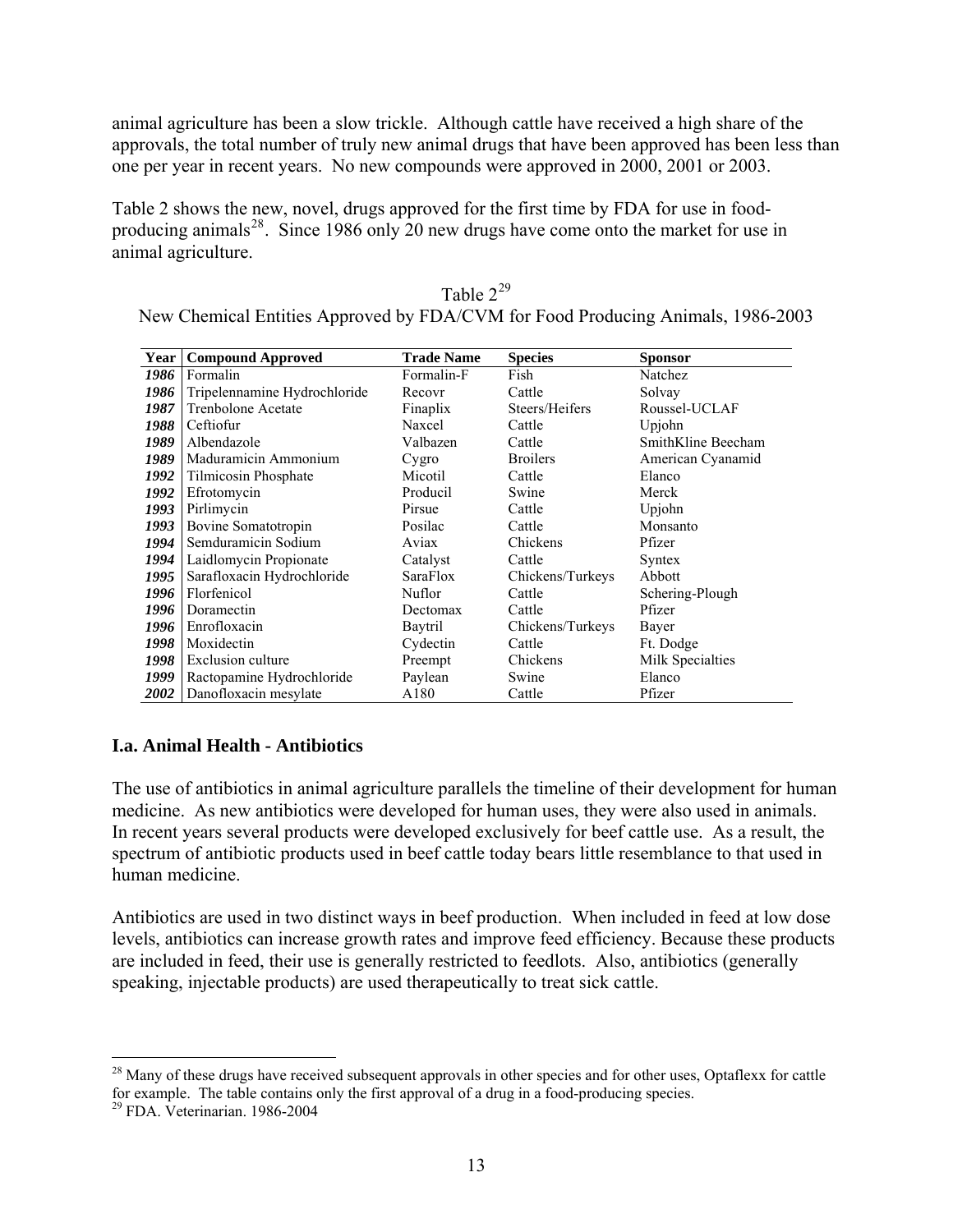animal agriculture has been a slow trickle. Although cattle have received a high share of the approvals, the total number of truly new animal drugs that have been approved has been less than one per year in recent years. No new compounds were approved in 2000, 2001 or 2003.

Table 2 shows the new, novel, drugs approved for the first time by FDA for use in food-producing animals[28]. Since 1986 only 20 new drugs have come onto the market for use in animal agriculture.

Table 2[29]

New Chemical Entities Approved by FDA/CVM for Food Producing Animals, 1986-2003

| Year | Compound Approved | Trade Name | Species | Sponsor |
|---|---|---|---|---|
| *1986* | Formalin | Formalin-F | Fish | Natchez |
| *1986* | Tripelennamine Hydrochloride | Recovr | Cattle | Solvay |
| *1987* | Trenbolone Acetate | Finaplix | Steers/Heifers | Roussel-UCLAF |
| *1988* | Ceftiofur | Naxcel | Cattle | Upjohn |
| *1989* | Albendazole | Valbazen | Cattle | SmithKline Beecham |
| *1989* | Maduramicin Ammonium | Cygro | Broilers | American Cyanamid |
| *1992* | Tilmicosin Phosphate | Micotil | Cattle | Elanco |
| *1992* | Efrotomycin | Producil | Swine | Merck |
| *1993* | Pirlimycin | Pirsue | Cattle | Upjohn |
| *1993* | Bovine Somatotropin | Posilac | Cattle | Monsanto |
| *1994* | Semduramicin Sodium | Aviax | Chickens | Pfizer |
| *1994* | Laidlomycin Propionate | Catalyst | Cattle | Syntex |
| *1995* | Sarafloxacin Hydrochloride | SaraFlox | Chickens/Turkeys | Abbott |
| *1996* | Florfenicol | Nuflor | Cattle | Schering-Plough |
| *1996* | Doramectin | Dectomax | Cattle | Pfizer |
| *1996* | Enrofloxacin | Baytril | Chickens/Turkeys | Bayer |
| *1998* | Moxidectin | Cydectin | Cattle | Ft. Dodge |
| *1998* | Exclusion culture | Preempt | Chickens | Milk Specialties |
| *1999* | Ractopamine Hydrochloride | Paylean | Swine | Elanco |
| *2002* | Danofloxacin mesylate | A180 | Cattle | Pfizer |

## I.a. Animal Health - Antibiotics

The use of antibiotics in animal agriculture parallels the timeline of their development for human medicine. As new antibiotics were developed for human uses, they were also used in animals. In recent years several products were developed exclusively for beef cattle use. As a result, the spectrum of antibiotic products used in beef cattle today bears little resemblance to that used in human medicine.

Antibiotics are used in two distinct ways in beef production. When included in feed at low dose levels, antibiotics can increase growth rates and improve feed efficiency. Because these products are included in feed, their use is generally restricted to feedlots. Also, antibiotics (generally speaking, injectable products) are used therapeutically to treat sick cattle.

---

[28] Many of these drugs have received subsequent approvals in other species and for other uses, Optaflexx for cattle for example. The table contains only the first approval of a drug in a food-producing species.

[29] FDA. Veterinarian. 1986-2004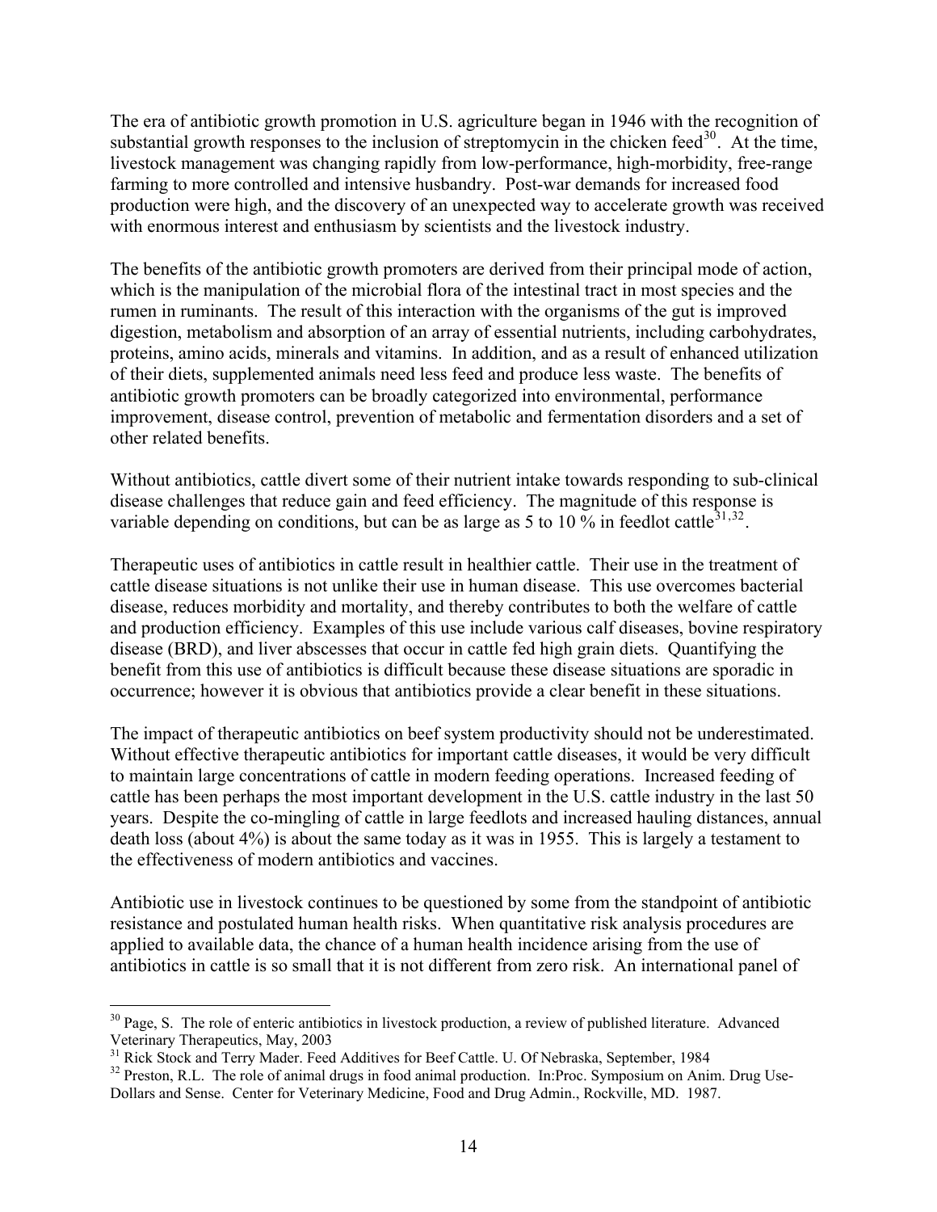The era of antibiotic growth promotion in U.S. agriculture began in 1946 with the recognition of substantial growth responses to the inclusion of streptomycin in the chicken feed[30]. At the time, livestock management was changing rapidly from low-performance, high-morbidity, free-range farming to more controlled and intensive husbandry. Post-war demands for increased food production were high, and the discovery of an unexpected way to accelerate growth was received with enormous interest and enthusiasm by scientists and the livestock industry.

The benefits of the antibiotic growth promoters are derived from their principal mode of action, which is the manipulation of the microbial flora of the intestinal tract in most species and the rumen in ruminants. The result of this interaction with the organisms of the gut is improved digestion, metabolism and absorption of an array of essential nutrients, including carbohydrates, proteins, amino acids, minerals and vitamins. In addition, and as a result of enhanced utilization of their diets, supplemented animals need less feed and produce less waste. The benefits of antibiotic growth promoters can be broadly categorized into environmental, performance improvement, disease control, prevention of metabolic and fermentation disorders and a set of other related benefits.

Without antibiotics, cattle divert some of their nutrient intake towards responding to sub-clinical disease challenges that reduce gain and feed efficiency. The magnitude of this response is variable depending on conditions, but can be as large as 5 to 10 % in feedlot cattle[31,32].

Therapeutic uses of antibiotics in cattle result in healthier cattle. Their use in the treatment of cattle disease situations is not unlike their use in human disease. This use overcomes bacterial disease, reduces morbidity and mortality, and thereby contributes to both the welfare of cattle and production efficiency. Examples of this use include various calf diseases, bovine respiratory disease (BRD), and liver abscesses that occur in cattle fed high grain diets. Quantifying the benefit from this use of antibiotics is difficult because these disease situations are sporadic in occurrence; however it is obvious that antibiotics provide a clear benefit in these situations.

The impact of therapeutic antibiotics on beef system productivity should not be underestimated. Without effective therapeutic antibiotics for important cattle diseases, it would be very difficult to maintain large concentrations of cattle in modern feeding operations. Increased feeding of cattle has been perhaps the most important development in the U.S. cattle industry in the last 50 years. Despite the co-mingling of cattle in large feedlots and increased hauling distances, annual death loss (about 4%) is about the same today as it was in 1955. This is largely a testament to the effectiveness of modern antibiotics and vaccines.

Antibiotic use in livestock continues to be questioned by some from the standpoint of antibiotic resistance and postulated human health risks. When quantitative risk analysis procedures are applied to available data, the chance of a human health incidence arising from the use of antibiotics in cattle is so small that it is not different from zero risk. An international panel of

---

[30] Page, S. The role of enteric antibiotics in livestock production, a review of published literature. Advanced Veterinary Therapeutics, May, 2003

[31] Rick Stock and Terry Mader. Feed Additives for Beef Cattle. U. Of Nebraska, September, 1984

[32] Preston, R.L. The role of animal drugs in food animal production. In:Proc. Symposium on Anim. Drug Use-Dollars and Sense. Center for Veterinary Medicine, Food and Drug Admin., Rockville, MD. 1987.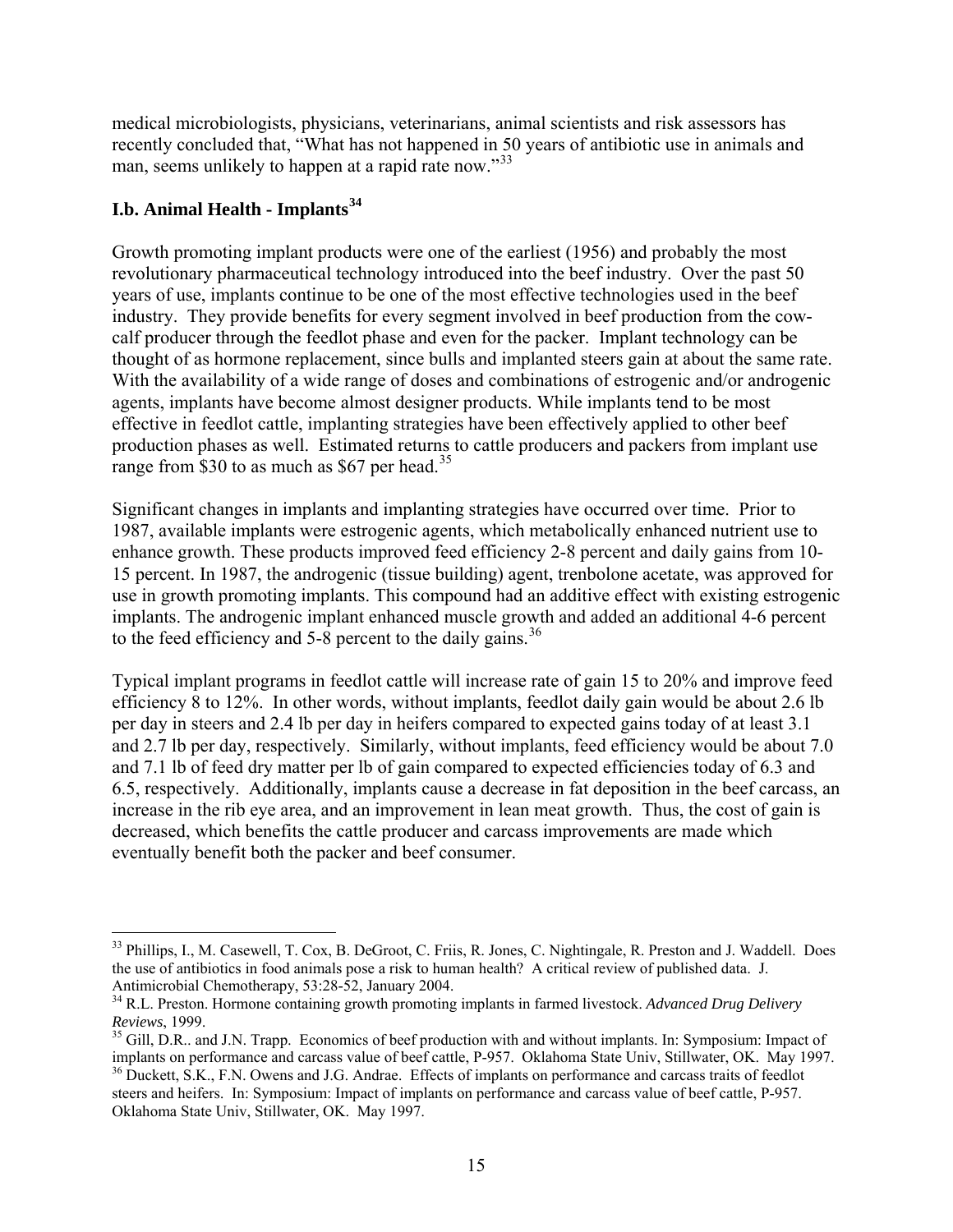medical microbiologists, physicians, veterinarians, animal scientists and risk assessors has recently concluded that, "What has not happened in 50 years of antibiotic use in animals and man, seems unlikely to happen at a rapid rate now."[33]

## I.b. Animal Health - Implants[34]

Growth promoting implant products were one of the earliest (1956) and probably the most revolutionary pharmaceutical technology introduced into the beef industry. Over the past 50 years of use, implants continue to be one of the most effective technologies used in the beef industry. They provide benefits for every segment involved in beef production from the cow-calf producer through the feedlot phase and even for the packer. Implant technology can be thought of as hormone replacement, since bulls and implanted steers gain at about the same rate. With the availability of a wide range of doses and combinations of estrogenic and/or androgenic agents, implants have become almost designer products. While implants tend to be most effective in feedlot cattle, implanting strategies have been effectively applied to other beef production phases as well. Estimated returns to cattle producers and packers from implant use range from $30 to as much as $67 per head.[35]

Significant changes in implants and implanting strategies have occurred over time. Prior to 1987, available implants were estrogenic agents, which metabolically enhanced nutrient use to enhance growth. These products improved feed efficiency 2-8 percent and daily gains from 10-15 percent. In 1987, the androgenic (tissue building) agent, trenbolone acetate, was approved for use in growth promoting implants. This compound had an additive effect with existing estrogenic implants. The androgenic implant enhanced muscle growth and added an additional 4-6 percent to the feed efficiency and 5-8 percent to the daily gains.[36]

Typical implant programs in feedlot cattle will increase rate of gain 15 to 20% and improve feed efficiency 8 to 12%. In other words, without implants, feedlot daily gain would be about 2.6 lb per day in steers and 2.4 lb per day in heifers compared to expected gains today of at least 3.1 and 2.7 lb per day, respectively. Similarly, without implants, feed efficiency would be about 7.0 and 7.1 lb of feed dry matter per lb of gain compared to expected efficiencies today of 6.3 and 6.5, respectively. Additionally, implants cause a decrease in fat deposition in the beef carcass, an increase in the rib eye area, and an improvement in lean meat growth. Thus, the cost of gain is decreased, which benefits the cattle producer and carcass improvements are made which eventually benefit both the packer and beef consumer.

---

[33] Phillips, I., M. Casewell, T. Cox, B. DeGroot, C. Friis, R. Jones, C. Nightingale, R. Preston and J. Waddell. Does the use of antibiotics in food animals pose a risk to human health? A critical review of published data. J. Antimicrobial Chemotherapy, 53:28-52, January 2004.

[34] R.L. Preston. Hormone containing growth promoting implants in farmed livestock. *Advanced Drug Delivery Reviews*, 1999.

[35] Gill, D.R.. and J.N. Trapp. Economics of beef production with and without implants. In: Symposium: Impact of implants on performance and carcass value of beef cattle, P-957. Oklahoma State Univ, Stillwater, OK. May 1997.

[36] Duckett, S.K., F.N. Owens and J.G. Andrae. Effects of implants on performance and carcass traits of feedlot steers and heifers. In: Symposium: Impact of implants on performance and carcass value of beef cattle, P-957. Oklahoma State Univ, Stillwater, OK. May 1997.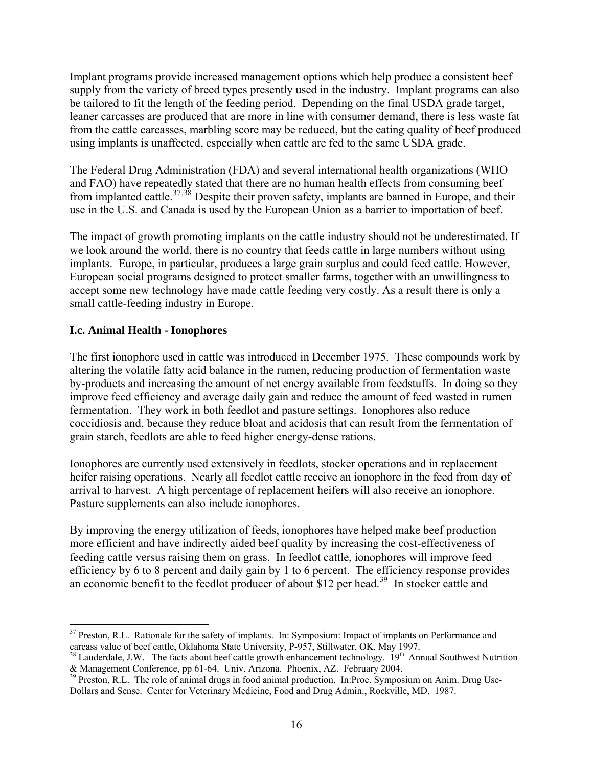Implant programs provide increased management options which help produce a consistent beef supply from the variety of breed types presently used in the industry. Implant programs can also be tailored to fit the length of the feeding period. Depending on the final USDA grade target, leaner carcasses are produced that are more in line with consumer demand, there is less waste fat from the cattle carcasses, marbling score may be reduced, but the eating quality of beef produced using implants is unaffected, especially when cattle are fed to the same USDA grade.

The Federal Drug Administration (FDA) and several international health organizations (WHO and FAO) have repeatedly stated that there are no human health effects from consuming beef from implanted cattle.[37,38] Despite their proven safety, implants are banned in Europe, and their use in the U.S. and Canada is used by the European Union as a barrier to importation of beef.

The impact of growth promoting implants on the cattle industry should not be underestimated. If we look around the world, there is no country that feeds cattle in large numbers without using implants. Europe, in particular, produces a large grain surplus and could feed cattle. However, European social programs designed to protect smaller farms, together with an unwillingness to accept some new technology have made cattle feeding very costly. As a result there is only a small cattle-feeding industry in Europe.

### I.c. Animal Health - Ionophores

The first ionophore used in cattle was introduced in December 1975. These compounds work by altering the volatile fatty acid balance in the rumen, reducing production of fermentation waste by-products and increasing the amount of net energy available from feedstuffs. In doing so they improve feed efficiency and average daily gain and reduce the amount of feed wasted in rumen fermentation. They work in both feedlot and pasture settings. Ionophores also reduce coccidiosis and, because they reduce bloat and acidosis that can result from the fermentation of grain starch, feedlots are able to feed higher energy-dense rations.

Ionophores are currently used extensively in feedlots, stocker operations and in replacement heifer raising operations. Nearly all feedlot cattle receive an ionophore in the feed from day of arrival to harvest. A high percentage of replacement heifers will also receive an ionophore. Pasture supplements can also include ionophores.

By improving the energy utilization of feeds, ionophores have helped make beef production more efficient and have indirectly aided beef quality by increasing the cost-effectiveness of feeding cattle versus raising them on grass. In feedlot cattle, ionophores will improve feed efficiency by 6 to 8 percent and daily gain by 1 to 6 percent. The efficiency response provides an economic benefit to the feedlot producer of about $12 per head.[39] In stocker cattle and

---

[37] Preston, R.L. Rationale for the safety of implants. In: Symposium: Impact of implants on Performance and carcass value of beef cattle, Oklahoma State University, P-957, Stillwater, OK, May 1997.

[38] Lauderdale, J.W. The facts about beef cattle growth enhancement technology. 19th Annual Southwest Nutrition & Management Conference, pp 61-64. Univ. Arizona. Phoenix, AZ. February 2004.

[39] Preston, R.L. The role of animal drugs in food animal production. In:Proc. Symposium on Anim. Drug Use-Dollars and Sense. Center for Veterinary Medicine, Food and Drug Admin., Rockville, MD. 1987.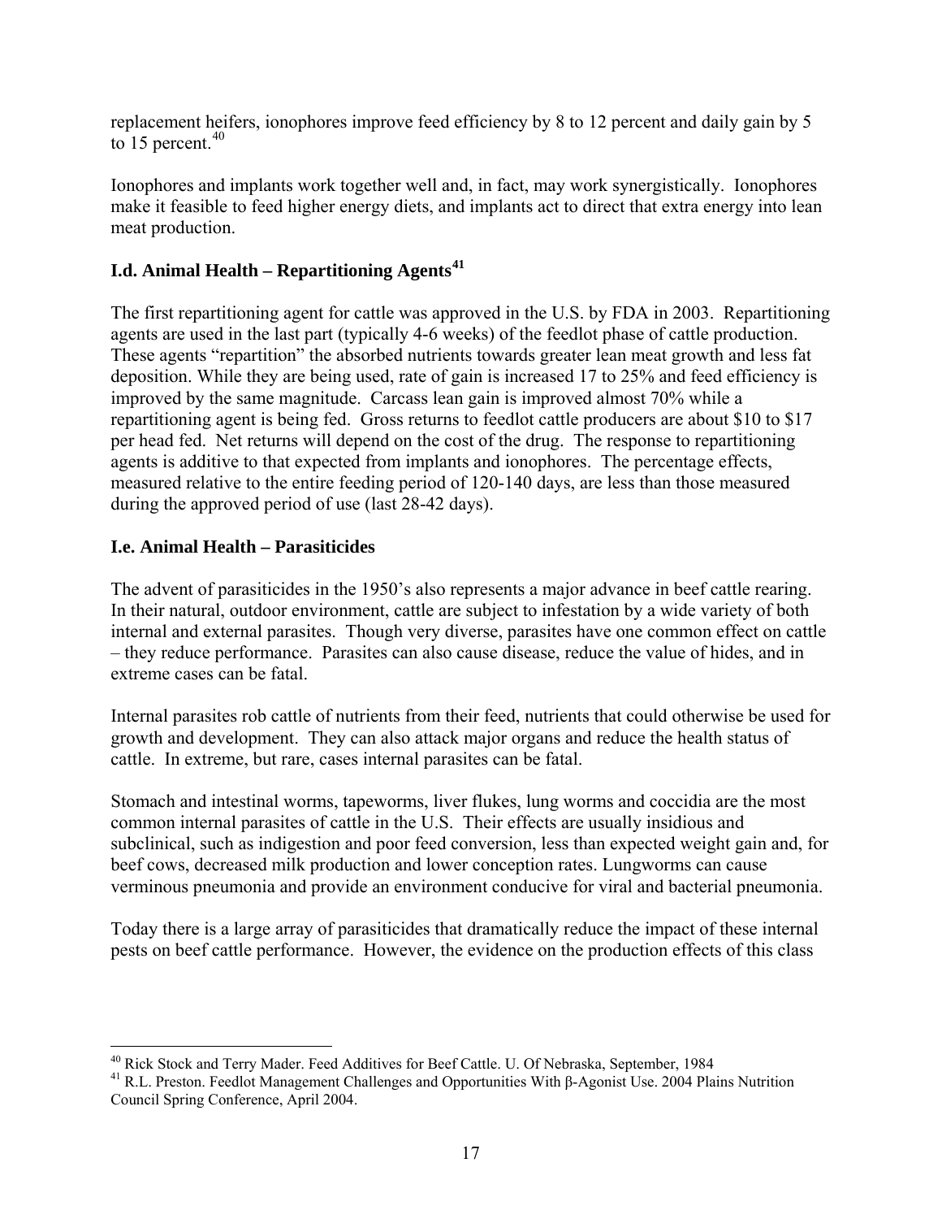replacement heifers, ionophores improve feed efficiency by 8 to 12 percent and daily gain by 5 to 15 percent.[40]

Ionophores and implants work together well and, in fact, may work synergistically. Ionophores make it feasible to feed higher energy diets, and implants act to direct that extra energy into lean meat production.

## I.d. Animal Health – Repartitioning Agents[41]

The first repartitioning agent for cattle was approved in the U.S. by FDA in 2003. Repartitioning agents are used in the last part (typically 4-6 weeks) of the feedlot phase of cattle production. These agents "repartition" the absorbed nutrients towards greater lean meat growth and less fat deposition. While they are being used, rate of gain is increased 17 to 25% and feed efficiency is improved by the same magnitude. Carcass lean gain is improved almost 70% while a repartitioning agent is being fed. Gross returns to feedlot cattle producers are about \$10 to \$17 per head fed. Net returns will depend on the cost of the drug. The response to repartitioning agents is additive to that expected from implants and ionophores. The percentage effects, measured relative to the entire feeding period of 120-140 days, are less than those measured during the approved period of use (last 28-42 days).

## I.e. Animal Health – Parasiticides

The advent of parasiticides in the 1950's also represents a major advance in beef cattle rearing. In their natural, outdoor environment, cattle are subject to infestation by a wide variety of both internal and external parasites. Though very diverse, parasites have one common effect on cattle – they reduce performance. Parasites can also cause disease, reduce the value of hides, and in extreme cases can be fatal.

Internal parasites rob cattle of nutrients from their feed, nutrients that could otherwise be used for growth and development. They can also attack major organs and reduce the health status of cattle. In extreme, but rare, cases internal parasites can be fatal.

Stomach and intestinal worms, tapeworms, liver flukes, lung worms and coccidia are the most common internal parasites of cattle in the U.S. Their effects are usually insidious and subclinical, such as indigestion and poor feed conversion, less than expected weight gain and, for beef cows, decreased milk production and lower conception rates. Lungworms can cause verminous pneumonia and provide an environment conducive for viral and bacterial pneumonia.

Today there is a large array of parasiticides that dramatically reduce the impact of these internal pests on beef cattle performance. However, the evidence on the production effects of this class

---

[40] Rick Stock and Terry Mader. Feed Additives for Beef Cattle. U. Of Nebraska, September, 1984

[41] R.L. Preston. Feedlot Management Challenges and Opportunities With β-Agonist Use. 2004 Plains Nutrition Council Spring Conference, April 2004.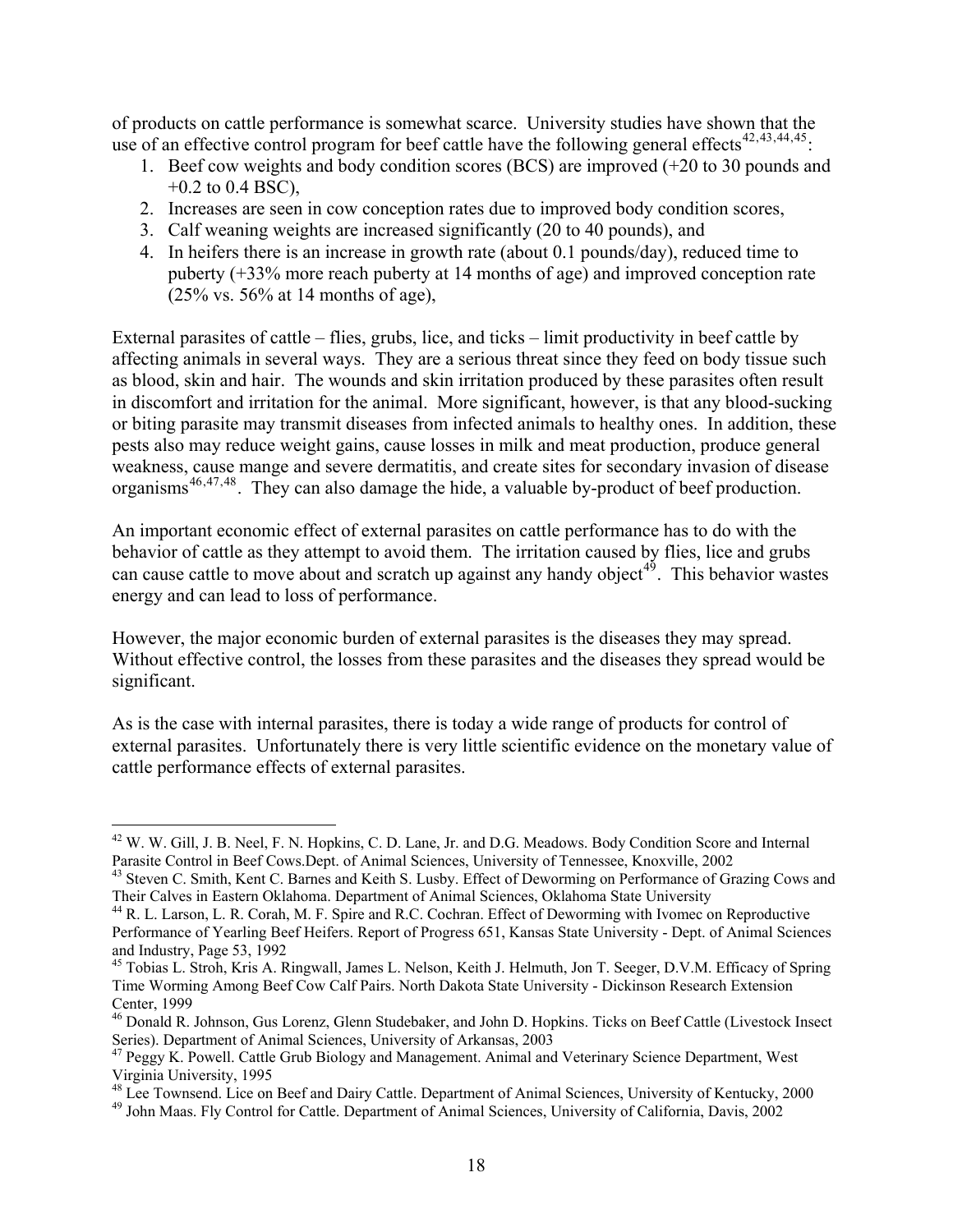of products on cattle performance is somewhat scarce. University studies have shown that the use of an effective control program for beef cattle have the following general effects[42,43,44,45]:

1. Beef cow weights and body condition scores (BCS) are improved (+20 to 30 pounds and +0.2 to 0.4 BSC),
2. Increases are seen in cow conception rates due to improved body condition scores,
3. Calf weaning weights are increased significantly (20 to 40 pounds), and
4. In heifers there is an increase in growth rate (about 0.1 pounds/day), reduced time to puberty (+33% more reach puberty at 14 months of age) and improved conception rate (25% vs. 56% at 14 months of age),

External parasites of cattle – flies, grubs, lice, and ticks – limit productivity in beef cattle by affecting animals in several ways. They are a serious threat since they feed on body tissue such as blood, skin and hair. The wounds and skin irritation produced by these parasites often result in discomfort and irritation for the animal. More significant, however, is that any blood-sucking or biting parasite may transmit diseases from infected animals to healthy ones. In addition, these pests also may reduce weight gains, cause losses in milk and meat production, produce general weakness, cause mange and severe dermatitis, and create sites for secondary invasion of disease organisms[46,47,48]. They can also damage the hide, a valuable by-product of beef production.

An important economic effect of external parasites on cattle performance has to do with the behavior of cattle as they attempt to avoid them. The irritation caused by flies, lice and grubs can cause cattle to move about and scratch up against any handy object[49]. This behavior wastes energy and can lead to loss of performance.

However, the major economic burden of external parasites is the diseases they may spread. Without effective control, the losses from these parasites and the diseases they spread would be significant.

As is the case with internal parasites, there is today a wide range of products for control of external parasites. Unfortunately there is very little scientific evidence on the monetary value of cattle performance effects of external parasites.

---

[42] W. W. Gill, J. B. Neel, F. N. Hopkins, C. D. Lane, Jr. and D.G. Meadows. Body Condition Score and Internal Parasite Control in Beef Cows.Dept. of Animal Sciences, University of Tennessee, Knoxville, 2002

[43] Steven C. Smith, Kent C. Barnes and Keith S. Lusby. Effect of Deworming on Performance of Grazing Cows and Their Calves in Eastern Oklahoma. Department of Animal Sciences, Oklahoma State University

[44] R. L. Larson, L. R. Corah, M. F. Spire and R.C. Cochran. Effect of Deworming with Ivomec on Reproductive Performance of Yearling Beef Heifers. Report of Progress 651, Kansas State University - Dept. of Animal Sciences and Industry, Page 53, 1992

[45] Tobias L. Stroh, Kris A. Ringwall, James L. Nelson, Keith J. Helmuth, Jon T. Seeger, D.V.M. Efficacy of Spring Time Worming Among Beef Cow Calf Pairs. North Dakota State University - Dickinson Research Extension Center, 1999

[46] Donald R. Johnson, Gus Lorenz, Glenn Studebaker, and John D. Hopkins. Ticks on Beef Cattle (Livestock Insect Series). Department of Animal Sciences, University of Arkansas, 2003

[47] Peggy K. Powell. Cattle Grub Biology and Management. Animal and Veterinary Science Department, West Virginia University, 1995

[48] Lee Townsend. Lice on Beef and Dairy Cattle. Department of Animal Sciences, University of Kentucky, 2000

[49] John Maas. Fly Control for Cattle. Department of Animal Sciences, University of California, Davis, 2002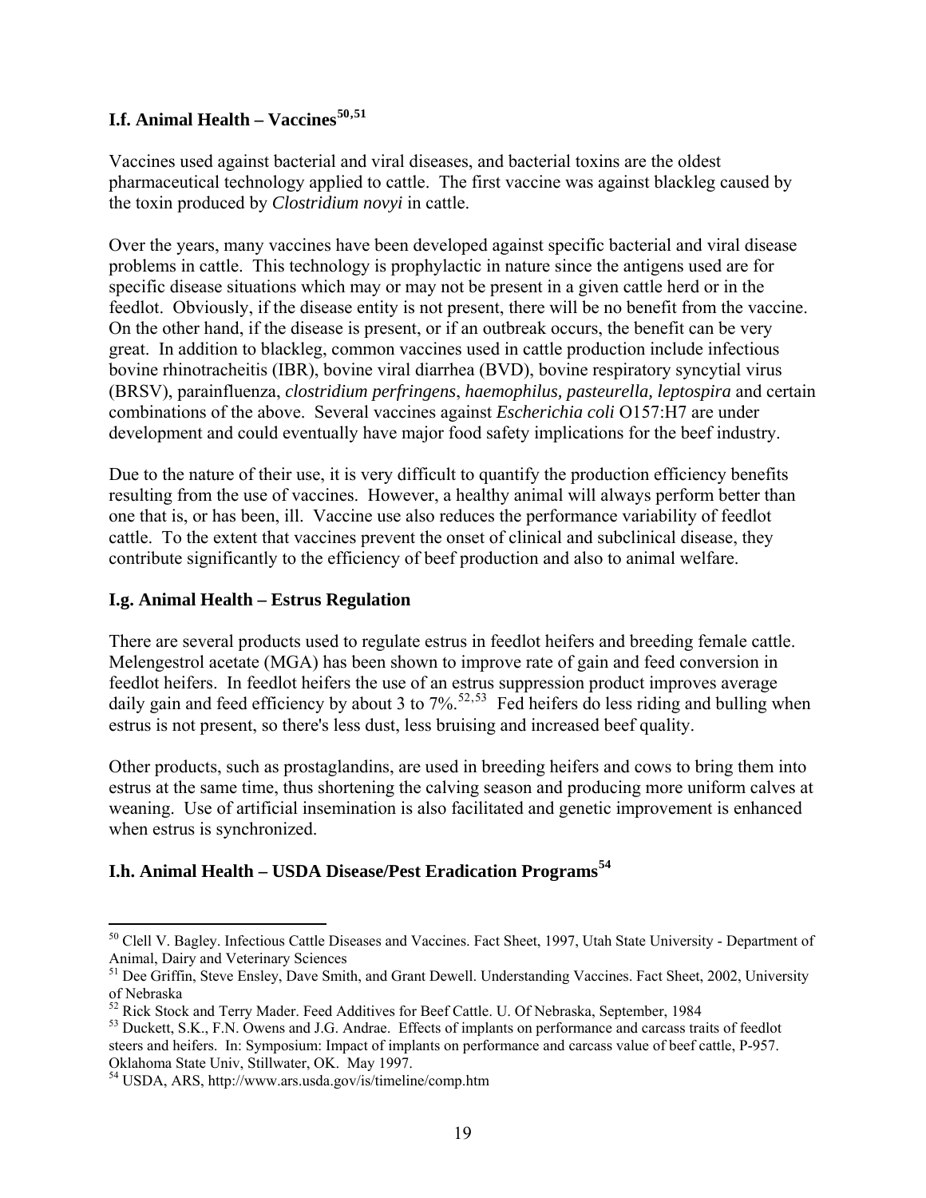### I.f. Animal Health – Vaccines[50,51]

Vaccines used against bacterial and viral diseases, and bacterial toxins are the oldest pharmaceutical technology applied to cattle. The first vaccine was against blackleg caused by the toxin produced by *Clostridium novyi* in cattle.

Over the years, many vaccines have been developed against specific bacterial and viral disease problems in cattle. This technology is prophylactic in nature since the antigens used are for specific disease situations which may or may not be present in a given cattle herd or in the feedlot. Obviously, if the disease entity is not present, there will be no benefit from the vaccine. On the other hand, if the disease is present, or if an outbreak occurs, the benefit can be very great. In addition to blackleg, common vaccines used in cattle production include infectious bovine rhinotracheitis (IBR), bovine viral diarrhea (BVD), bovine respiratory syncytial virus (BRSV), parainfluenza, *clostridium perfringens*, *haemophilus, pasteurella, leptospira* and certain combinations of the above. Several vaccines against *Escherichia coli* O157:H7 are under development and could eventually have major food safety implications for the beef industry.

Due to the nature of their use, it is very difficult to quantify the production efficiency benefits resulting from the use of vaccines. However, a healthy animal will always perform better than one that is, or has been, ill. Vaccine use also reduces the performance variability of feedlot cattle. To the extent that vaccines prevent the onset of clinical and subclinical disease, they contribute significantly to the efficiency of beef production and also to animal welfare.

### I.g. Animal Health – Estrus Regulation

There are several products used to regulate estrus in feedlot heifers and breeding female cattle. Melengestrol acetate (MGA) has been shown to improve rate of gain and feed conversion in feedlot heifers. In feedlot heifers the use of an estrus suppression product improves average daily gain and feed efficiency by about 3 to 7%.[52,53] Fed heifers do less riding and bulling when estrus is not present, so there's less dust, less bruising and increased beef quality.

Other products, such as prostaglandins, are used in breeding heifers and cows to bring them into estrus at the same time, thus shortening the calving season and producing more uniform calves at weaning. Use of artificial insemination is also facilitated and genetic improvement is enhanced when estrus is synchronized.

### I.h. Animal Health – USDA Disease/Pest Eradication Programs[54]

---

[50] Clell V. Bagley. Infectious Cattle Diseases and Vaccines. Fact Sheet, 1997, Utah State University - Department of Animal, Dairy and Veterinary Sciences

[51] Dee Griffin, Steve Ensley, Dave Smith, and Grant Dewell. Understanding Vaccines. Fact Sheet, 2002, University of Nebraska

[52] Rick Stock and Terry Mader. Feed Additives for Beef Cattle. U. Of Nebraska, September, 1984

[53] Duckett, S.K., F.N. Owens and J.G. Andrae. Effects of implants on performance and carcass traits of feedlot steers and heifers. In: Symposium: Impact of implants on performance and carcass value of beef cattle, P-957. Oklahoma State Univ, Stillwater, OK. May 1997.

[54] USDA, ARS, http://www.ars.usda.gov/is/timeline/comp.htm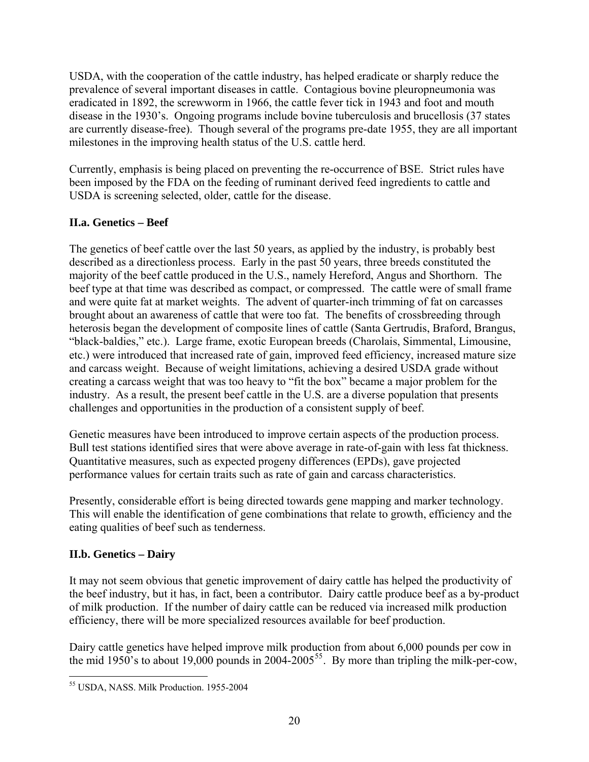USDA, with the cooperation of the cattle industry, has helped eradicate or sharply reduce the prevalence of several important diseases in cattle. Contagious bovine pleuropneumonia was eradicated in 1892, the screwworm in 1966, the cattle fever tick in 1943 and foot and mouth disease in the 1930's. Ongoing programs include bovine tuberculosis and brucellosis (37 states are currently disease-free). Though several of the programs pre-date 1955, they are all important milestones in the improving health status of the U.S. cattle herd.

Currently, emphasis is being placed on preventing the re-occurrence of BSE. Strict rules have been imposed by the FDA on the feeding of ruminant derived feed ingredients to cattle and USDA is screening selected, older, cattle for the disease.

### II.a. Genetics – Beef

The genetics of beef cattle over the last 50 years, as applied by the industry, is probably best described as a directionless process. Early in the past 50 years, three breeds constituted the majority of the beef cattle produced in the U.S., namely Hereford, Angus and Shorthorn. The beef type at that time was described as compact, or compressed. The cattle were of small frame and were quite fat at market weights. The advent of quarter-inch trimming of fat on carcasses brought about an awareness of cattle that were too fat. The benefits of crossbreeding through heterosis began the development of composite lines of cattle (Santa Gertrudis, Braford, Brangus, "black-baldies," etc.). Large frame, exotic European breeds (Charolais, Simmental, Limousine, etc.) were introduced that increased rate of gain, improved feed efficiency, increased mature size and carcass weight. Because of weight limitations, achieving a desired USDA grade without creating a carcass weight that was too heavy to "fit the box" became a major problem for the industry. As a result, the present beef cattle in the U.S. are a diverse population that presents challenges and opportunities in the production of a consistent supply of beef.

Genetic measures have been introduced to improve certain aspects of the production process. Bull test stations identified sires that were above average in rate-of-gain with less fat thickness. Quantitative measures, such as expected progeny differences (EPDs), gave projected performance values for certain traits such as rate of gain and carcass characteristics.

Presently, considerable effort is being directed towards gene mapping and marker technology. This will enable the identification of gene combinations that relate to growth, efficiency and the eating qualities of beef such as tenderness.

### II.b. Genetics – Dairy

It may not seem obvious that genetic improvement of dairy cattle has helped the productivity of the beef industry, but it has, in fact, been a contributor. Dairy cattle produce beef as a by-product of milk production. If the number of dairy cattle can be reduced via increased milk production efficiency, there will be more specialized resources available for beef production.

Dairy cattle genetics have helped improve milk production from about 6,000 pounds per cow in the mid 1950's to about 19,000 pounds in 2004-2005[55]. By more than tripling the milk-per-cow,

[55] USDA, NASS. Milk Production. 1955-2004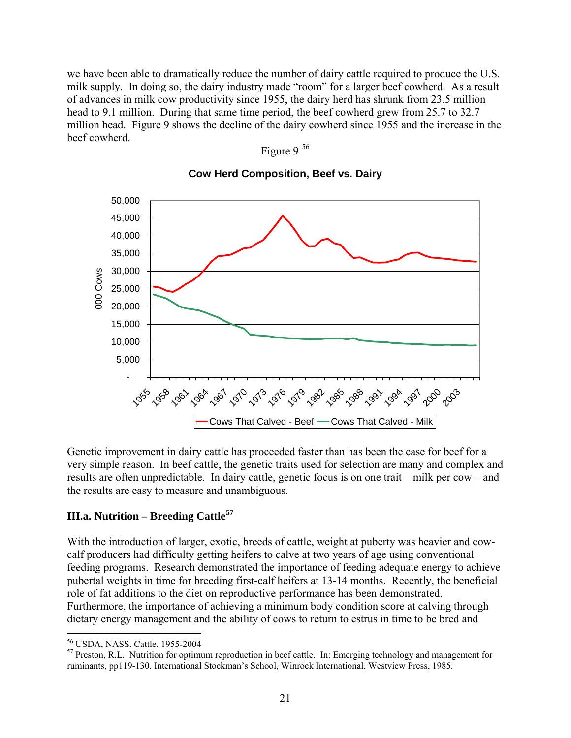we have been able to dramatically reduce the number of dairy cattle required to produce the U.S. milk supply. In doing so, the dairy industry made "room" for a larger beef cowherd. As a result of advances in milk cow productivity since 1955, the dairy herd has shrunk from 23.5 million head to 9.1 million. During that same time period, the beef cowherd grew from 25.7 to 32.7 million head. Figure 9 shows the decline of the dairy cowherd since 1955 and the increase in the beef cowherd.

Figure 9 [56]

**Cow Herd Composition, Beef vs. Dairy**

Genetic improvement in dairy cattle has proceeded faster than has been the case for beef for a very simple reason. In beef cattle, the genetic traits used for selection are many and complex and results are often unpredictable. In dairy cattle, genetic focus is on one trait – milk per cow – and the results are easy to measure and unambiguous.

## III.a. Nutrition – Breeding Cattle[57]

With the introduction of larger, exotic, breeds of cattle, weight at puberty was heavier and cow-calf producers had difficulty getting heifers to calve at two years of age using conventional feeding programs. Research demonstrated the importance of feeding adequate energy to achieve pubertal weights in time for breeding first-calf heifers at 13-14 months. Recently, the beneficial role of fat additions to the diet on reproductive performance has been demonstrated. Furthermore, the importance of achieving a minimum body condition score at calving through dietary energy management and the ability of cows to return to estrus in time to be bred and

---

[56] USDA, NASS. Cattle. 1955-2004

[57] Preston, R.L. Nutrition for optimum reproduction in beef cattle. In: Emerging technology and management for ruminants, pp119-130. International Stockman's School, Winrock International, Westview Press, 1985.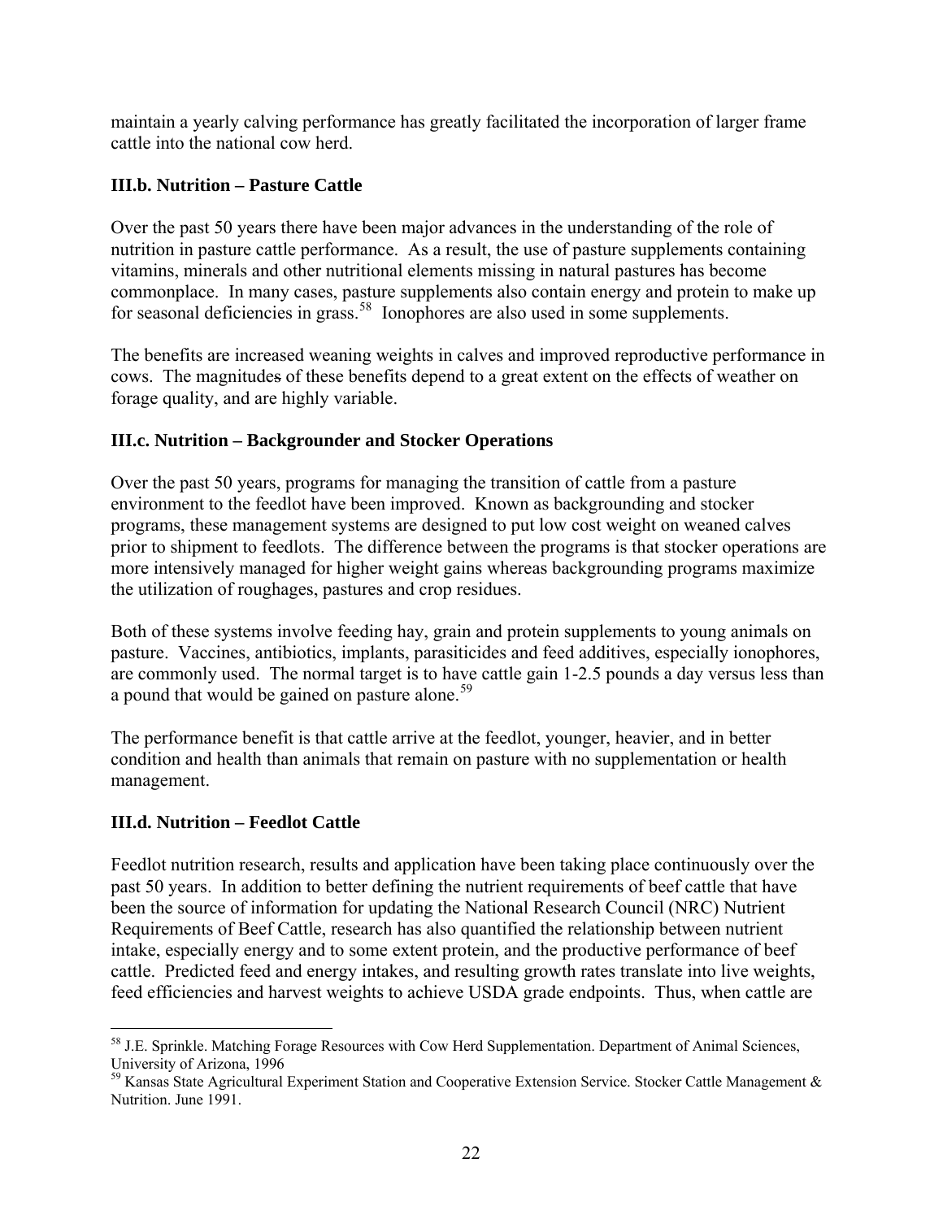maintain a yearly calving performance has greatly facilitated the incorporation of larger frame cattle into the national cow herd.

### III.b. Nutrition – Pasture Cattle

Over the past 50 years there have been major advances in the understanding of the role of nutrition in pasture cattle performance. As a result, the use of pasture supplements containing vitamins, minerals and other nutritional elements missing in natural pastures has become commonplace. In many cases, pasture supplements also contain energy and protein to make up for seasonal deficiencies in grass.[58] Ionophores are also used in some supplements.

The benefits are increased weaning weights in calves and improved reproductive performance in cows. The magnitudes of these benefits depend to a great extent on the effects of weather on forage quality, and are highly variable.

### III.c. Nutrition – Backgrounder and Stocker Operations

Over the past 50 years, programs for managing the transition of cattle from a pasture environment to the feedlot have been improved. Known as backgrounding and stocker programs, these management systems are designed to put low cost weight on weaned calves prior to shipment to feedlots. The difference between the programs is that stocker operations are more intensively managed for higher weight gains whereas backgrounding programs maximize the utilization of roughages, pastures and crop residues.

Both of these systems involve feeding hay, grain and protein supplements to young animals on pasture. Vaccines, antibiotics, implants, parasiticides and feed additives, especially ionophores, are commonly used. The normal target is to have cattle gain 1-2.5 pounds a day versus less than a pound that would be gained on pasture alone.[59]

The performance benefit is that cattle arrive at the feedlot, younger, heavier, and in better condition and health than animals that remain on pasture with no supplementation or health management.

### III.d. Nutrition – Feedlot Cattle

Feedlot nutrition research, results and application have been taking place continuously over the past 50 years. In addition to better defining the nutrient requirements of beef cattle that have been the source of information for updating the National Research Council (NRC) Nutrient Requirements of Beef Cattle, research has also quantified the relationship between nutrient intake, especially energy and to some extent protein, and the productive performance of beef cattle. Predicted feed and energy intakes, and resulting growth rates translate into live weights, feed efficiencies and harvest weights to achieve USDA grade endpoints. Thus, when cattle are

---

[58] J.E. Sprinkle. Matching Forage Resources with Cow Herd Supplementation. Department of Animal Sciences, University of Arizona, 1996

[59] Kansas State Agricultural Experiment Station and Cooperative Extension Service. Stocker Cattle Management & Nutrition. June 1991.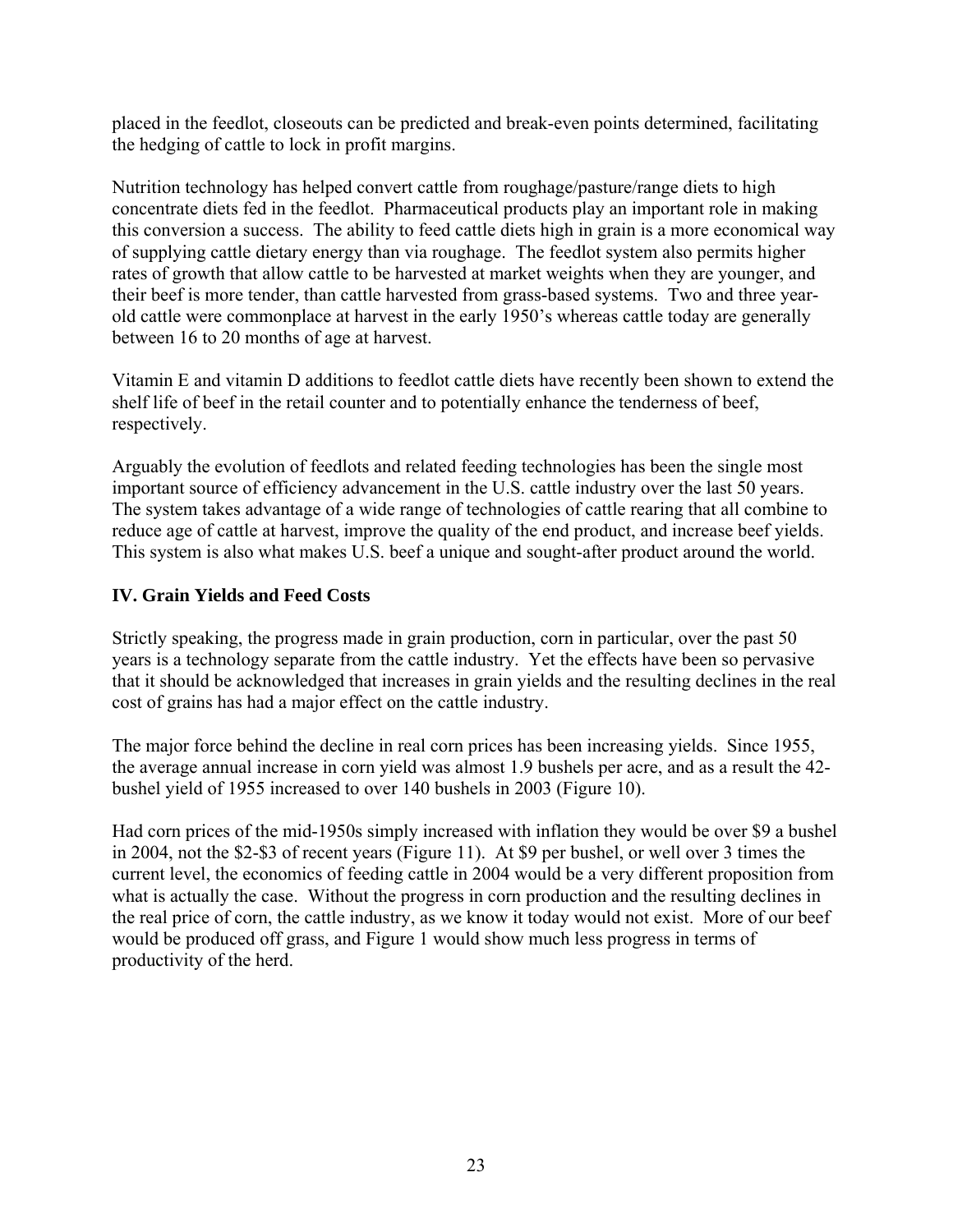placed in the feedlot, closeouts can be predicted and break-even points determined, facilitating the hedging of cattle to lock in profit margins.

Nutrition technology has helped convert cattle from roughage/pasture/range diets to high concentrate diets fed in the feedlot. Pharmaceutical products play an important role in making this conversion a success. The ability to feed cattle diets high in grain is a more economical way of supplying cattle dietary energy than via roughage. The feedlot system also permits higher rates of growth that allow cattle to be harvested at market weights when they are younger, and their beef is more tender, than cattle harvested from grass-based systems. Two and three year-old cattle were commonplace at harvest in the early 1950's whereas cattle today are generally between 16 to 20 months of age at harvest.

Vitamin E and vitamin D additions to feedlot cattle diets have recently been shown to extend the shelf life of beef in the retail counter and to potentially enhance the tenderness of beef, respectively.

Arguably the evolution of feedlots and related feeding technologies has been the single most important source of efficiency advancement in the U.S. cattle industry over the last 50 years. The system takes advantage of a wide range of technologies of cattle rearing that all combine to reduce age of cattle at harvest, improve the quality of the end product, and increase beef yields. This system is also what makes U.S. beef a unique and sought-after product around the world.

## IV. Grain Yields and Feed Costs

Strictly speaking, the progress made in grain production, corn in particular, over the past 50 years is a technology separate from the cattle industry. Yet the effects have been so pervasive that it should be acknowledged that increases in grain yields and the resulting declines in the real cost of grains has had a major effect on the cattle industry.

The major force behind the decline in real corn prices has been increasing yields. Since 1955, the average annual increase in corn yield was almost 1.9 bushels per acre, and as a result the 42-bushel yield of 1955 increased to over 140 bushels in 2003 (Figure 10).

Had corn prices of the mid-1950s simply increased with inflation they would be over $9 a bushel in 2004, not the $2-$3 of recent years (Figure 11). At $9 per bushel, or well over 3 times the current level, the economics of feeding cattle in 2004 would be a very different proposition from what is actually the case. Without the progress in corn production and the resulting declines in the real price of corn, the cattle industry, as we know it today would not exist. More of our beef would be produced off grass, and Figure 1 would show much less progress in terms of productivity of the herd.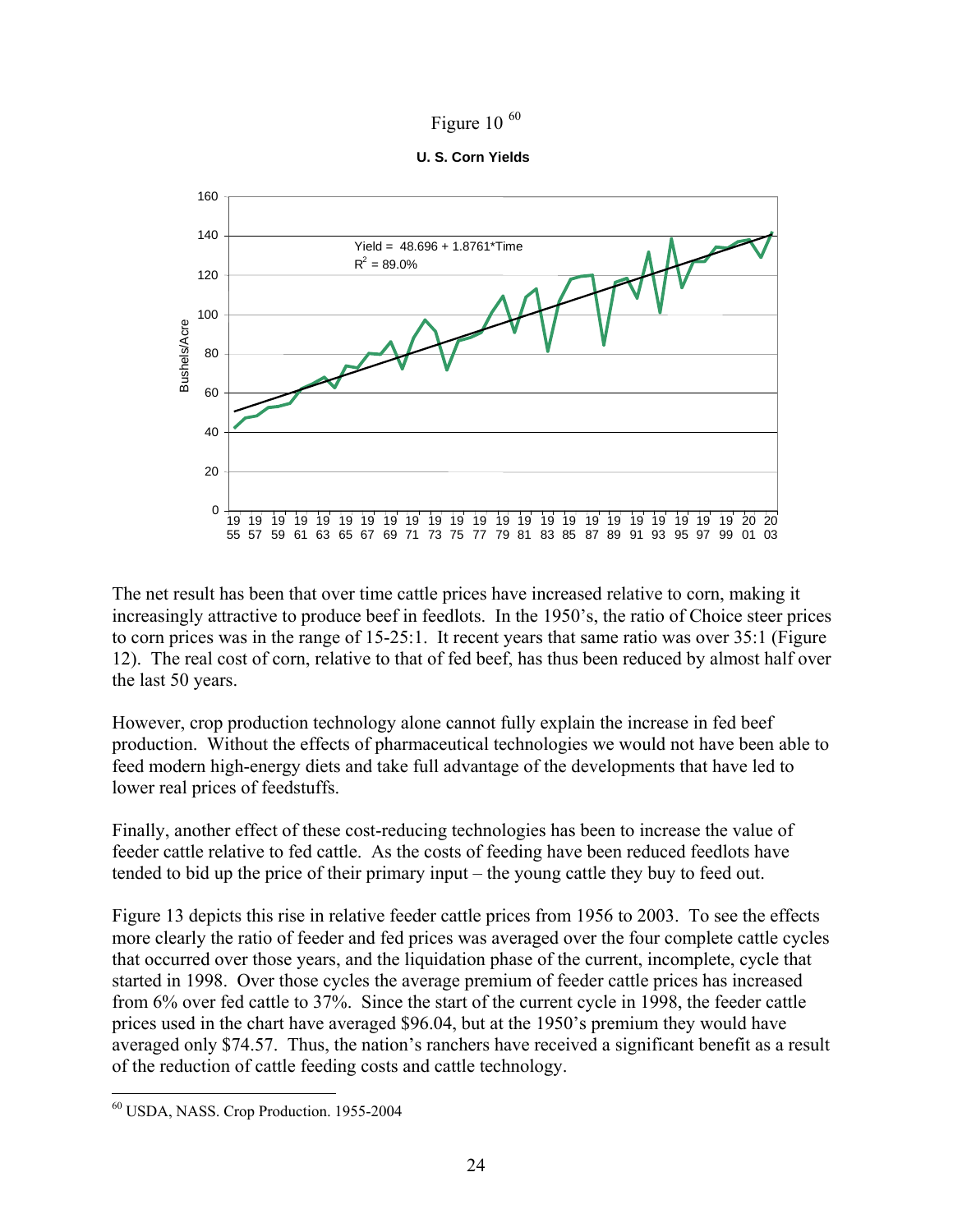Figure 10 [60]

**U. S. Corn Yields**

Yield = 48.696 + 1.8761*Time
$R^2$ = 89.0%

The net result has been that over time cattle prices have increased relative to corn, making it increasingly attractive to produce beef in feedlots. In the 1950's, the ratio of Choice steer prices to corn prices was in the range of 15-25:1. It recent years that same ratio was over 35:1 (Figure 12). The real cost of corn, relative to that of fed beef, has thus been reduced by almost half over the last 50 years.

However, crop production technology alone cannot fully explain the increase in fed beef production. Without the effects of pharmaceutical technologies we would not have been able to feed modern high-energy diets and take full advantage of the developments that have led to lower real prices of feedstuffs.

Finally, another effect of these cost-reducing technologies has been to increase the value of feeder cattle relative to fed cattle. As the costs of feeding have been reduced feedlots have tended to bid up the price of their primary input – the young cattle they buy to feed out.

Figure 13 depicts this rise in relative feeder cattle prices from 1956 to 2003. To see the effects more clearly the ratio of feeder and fed prices was averaged over the four complete cattle cycles that occurred over those years, and the liquidation phase of the current, incomplete, cycle that started in 1998. Over those cycles the average premium of feeder cattle prices has increased from 6% over fed cattle to 37%. Since the start of the current cycle in 1998, the feeder cattle prices used in the chart have averaged $96.04, but at the 1950's premium they would have averaged only $74.57. Thus, the nation's ranchers have received a significant benefit as a result of the reduction of cattle feeding costs and cattle technology.

[60] USDA, NASS. Crop Production. 1955-2004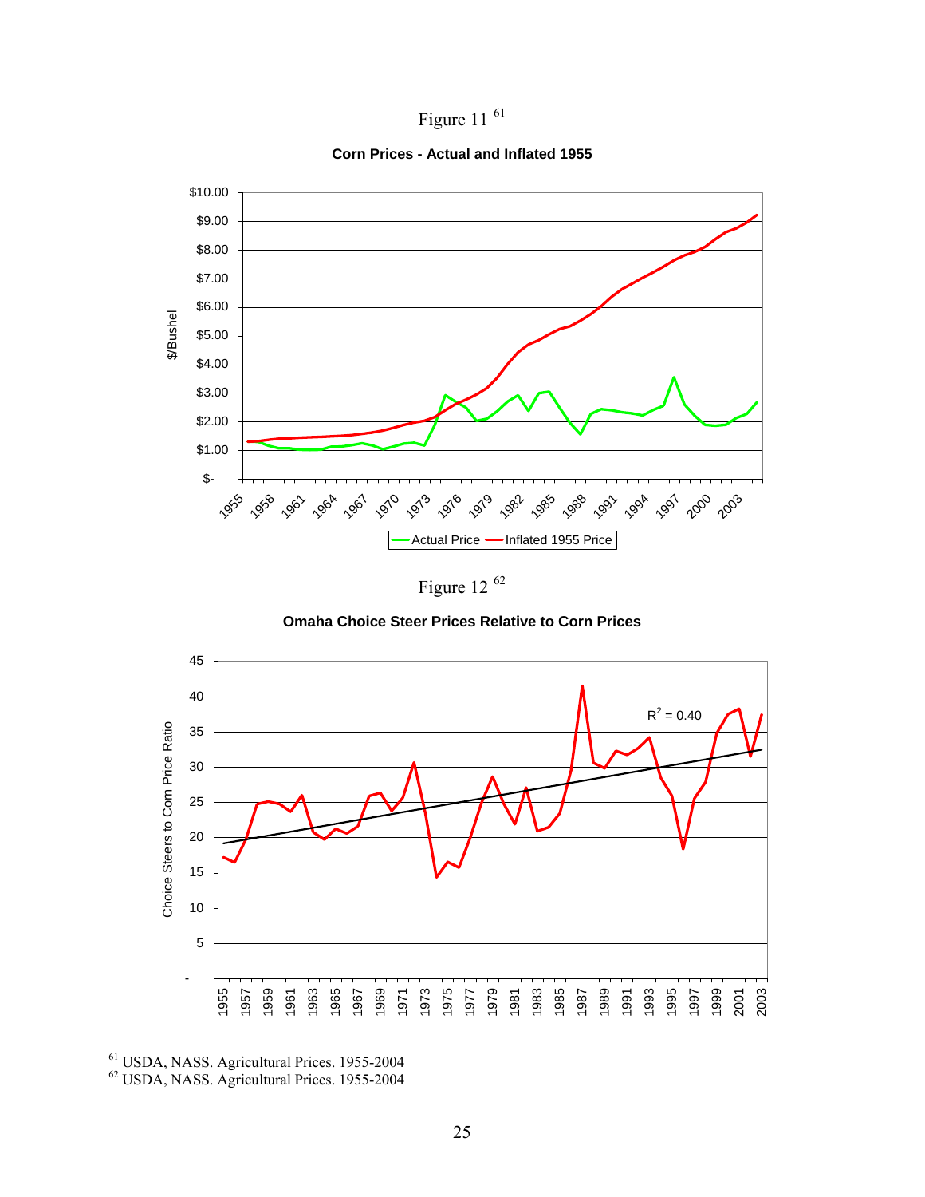Figure 11 [61]

**Corn Prices - Actual and Inflated 1955**

Figure 12 [62]

**Omaha Choice Steer Prices Relative to Corn Prices**

---

[61] USDA, NASS. Agricultural Prices. 1955-2004

[62] USDA, NASS. Agricultural Prices. 1955-2004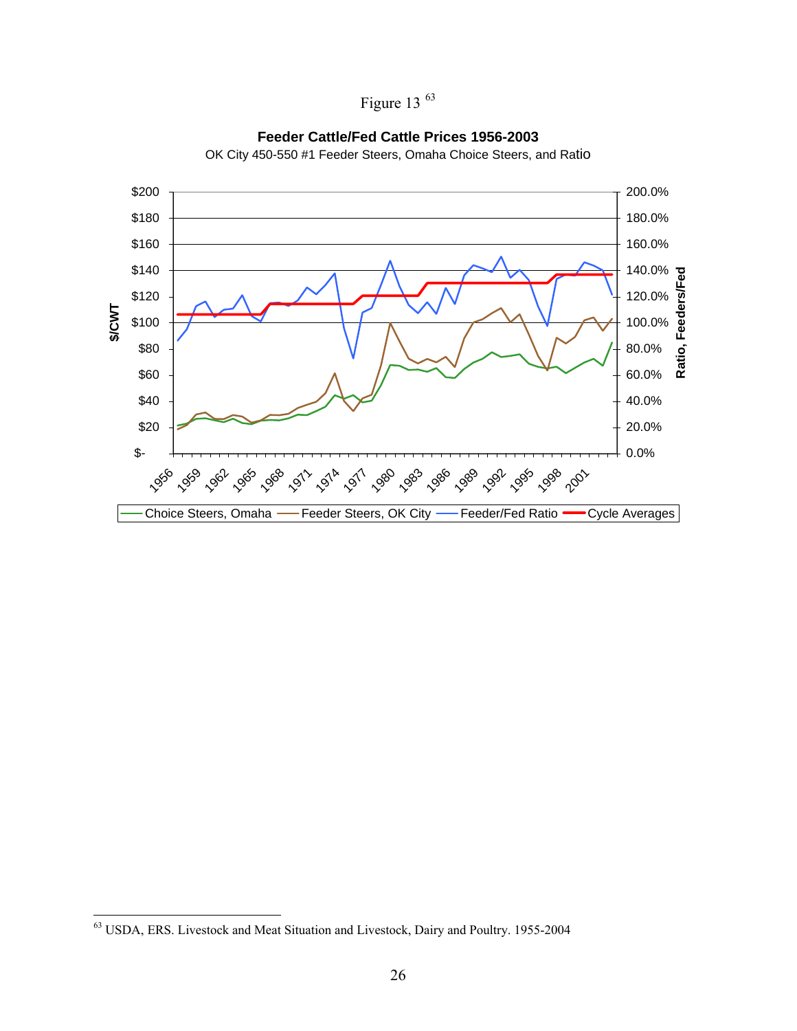Figure 13 [63]

**Feeder Cattle/Fed Cattle Prices 1956-2003**

OK City 450-550 #1 Feeder Steers, Omaha Choice Steers, and Ratio

---

[63] USDA, ERS. Livestock and Meat Situation and Livestock, Dairy and Poultry. 1955-2004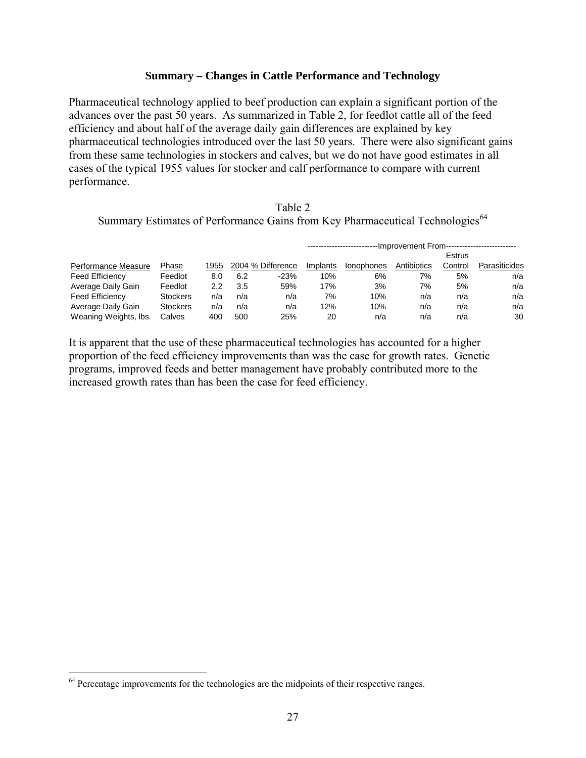### Summary – Changes in Cattle Performance and Technology

Pharmaceutical technology applied to beef production can explain a significant portion of the advances over the past 50 years. As summarized in Table 2, for feedlot cattle all of the feed efficiency and about half of the average daily gain differences are explained by key pharmaceutical technologies introduced over the last 50 years. There were also significant gains from these same technologies in stockers and calves, but we do not have good estimates in all cases of the typical 1955 values for stocker and calf performance to compare with current performance.

Table 2
Summary Estimates of Performance Gains from Key Pharmaceutical Technologies[64]

| | | | | | Improvement From | | | | |
|---|---|---|---|---|---|---|---|---|---|
| Performance Measure | Phase | 1955 | 2004 | % Difference | Implants | Ionophones | Antibiotics | Estrus Control | Parasiticides |
| Feed Efficiency | Feedlot | 8.0 | 6.2 | -23% | 10% | 6% | 7% | 5% | n/a |
| Average Daily Gain | Feedlot | 2.2 | 3.5 | 59% | 17% | 3% | 7% | 5% | n/a |
| Feed Efficiency | Stockers | n/a | n/a | n/a | 7% | 10% | n/a | n/a | n/a |
| Average Daily Gain | Stockers | n/a | n/a | n/a | 12% | 10% | n/a | n/a | n/a |
| Weaning Weights, lbs. | Calves | 400 | 500 | 25% | 20 | n/a | n/a | n/a | 30 |

It is apparent that the use of these pharmaceutical technologies has accounted for a higher proportion of the feed efficiency improvements than was the case for growth rates. Genetic programs, improved feeds and better management have probably contributed more to the increased growth rates than has been the case for feed efficiency.

---

[64] Percentage improvements for the technologies are the midpoints of their respective ranges.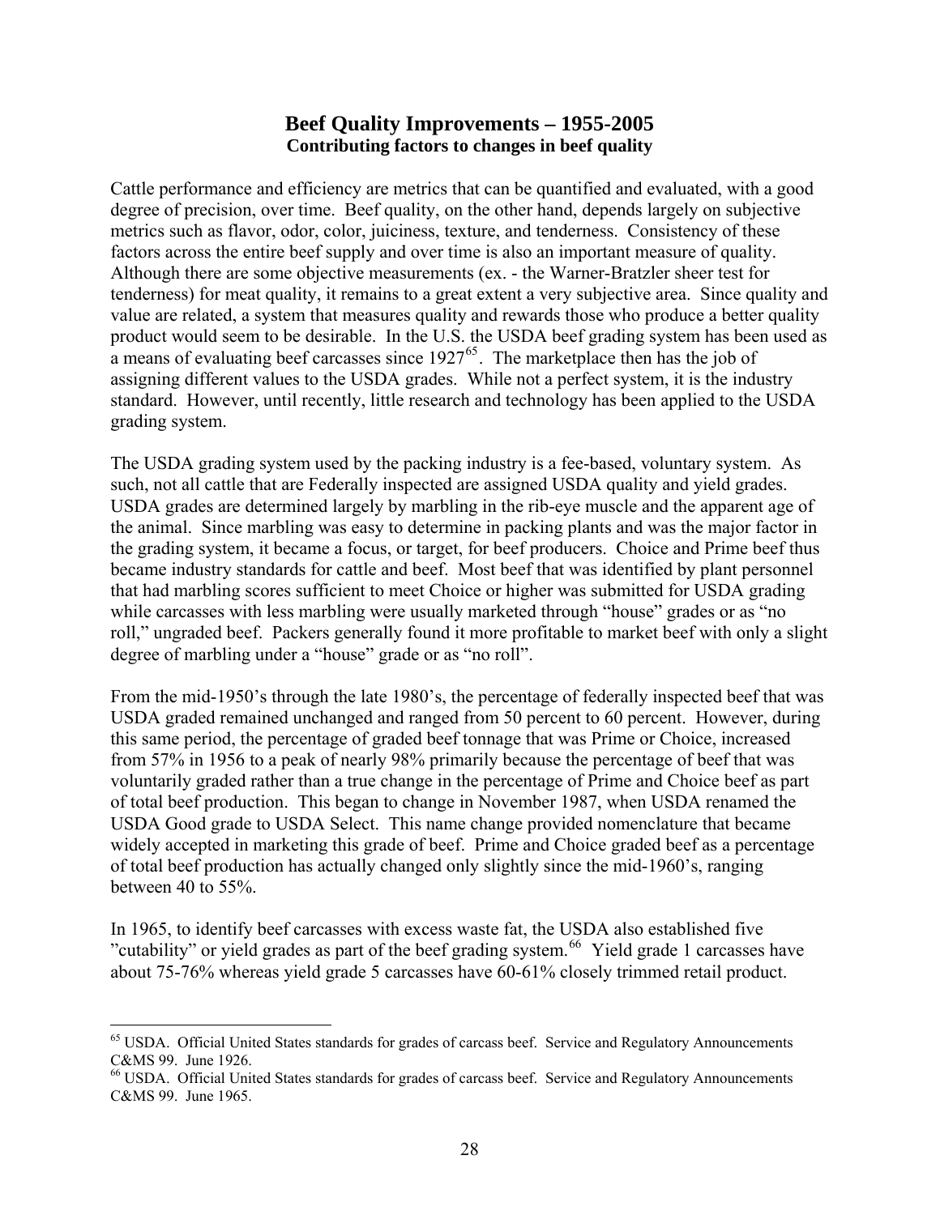## Beef Quality Improvements – 1955-2005

### Contributing factors to changes in beef quality

Cattle performance and efficiency are metrics that can be quantified and evaluated, with a good degree of precision, over time. Beef quality, on the other hand, depends largely on subjective metrics such as flavor, odor, color, juiciness, texture, and tenderness. Consistency of these factors across the entire beef supply and over time is also an important measure of quality. Although there are some objective measurements (ex. - the Warner-Bratzler sheer test for tenderness) for meat quality, it remains to a great extent a very subjective area. Since quality and value are related, a system that measures quality and rewards those who produce a better quality product would seem to be desirable. In the U.S. the USDA beef grading system has been used as a means of evaluating beef carcasses since 1927[65]. The marketplace then has the job of assigning different values to the USDA grades. While not a perfect system, it is the industry standard. However, until recently, little research and technology has been applied to the USDA grading system.

The USDA grading system used by the packing industry is a fee-based, voluntary system. As such, not all cattle that are Federally inspected are assigned USDA quality and yield grades. USDA grades are determined largely by marbling in the rib-eye muscle and the apparent age of the animal. Since marbling was easy to determine in packing plants and was the major factor in the grading system, it became a focus, or target, for beef producers. Choice and Prime beef thus became industry standards for cattle and beef. Most beef that was identified by plant personnel that had marbling scores sufficient to meet Choice or higher was submitted for USDA grading while carcasses with less marbling were usually marketed through "house" grades or as "no roll," ungraded beef. Packers generally found it more profitable to market beef with only a slight degree of marbling under a "house" grade or as "no roll".

From the mid-1950's through the late 1980's, the percentage of federally inspected beef that was USDA graded remained unchanged and ranged from 50 percent to 60 percent. However, during this same period, the percentage of graded beef tonnage that was Prime or Choice, increased from 57% in 1956 to a peak of nearly 98% primarily because the percentage of beef that was voluntarily graded rather than a true change in the percentage of Prime and Choice beef as part of total beef production. This began to change in November 1987, when USDA renamed the USDA Good grade to USDA Select. This name change provided nomenclature that became widely accepted in marketing this grade of beef. Prime and Choice graded beef as a percentage of total beef production has actually changed only slightly since the mid-1960's, ranging between 40 to 55%.

In 1965, to identify beef carcasses with excess waste fat, the USDA also established five "cutability" or yield grades as part of the beef grading system.[66] Yield grade 1 carcasses have about 75-76% whereas yield grade 5 carcasses have 60-61% closely trimmed retail product.

---

[65] USDA. Official United States standards for grades of carcass beef. Service and Regulatory Announcements C&MS 99. June 1926.

[66] USDA. Official United States standards for grades of carcass beef. Service and Regulatory Announcements C&MS 99. June 1965.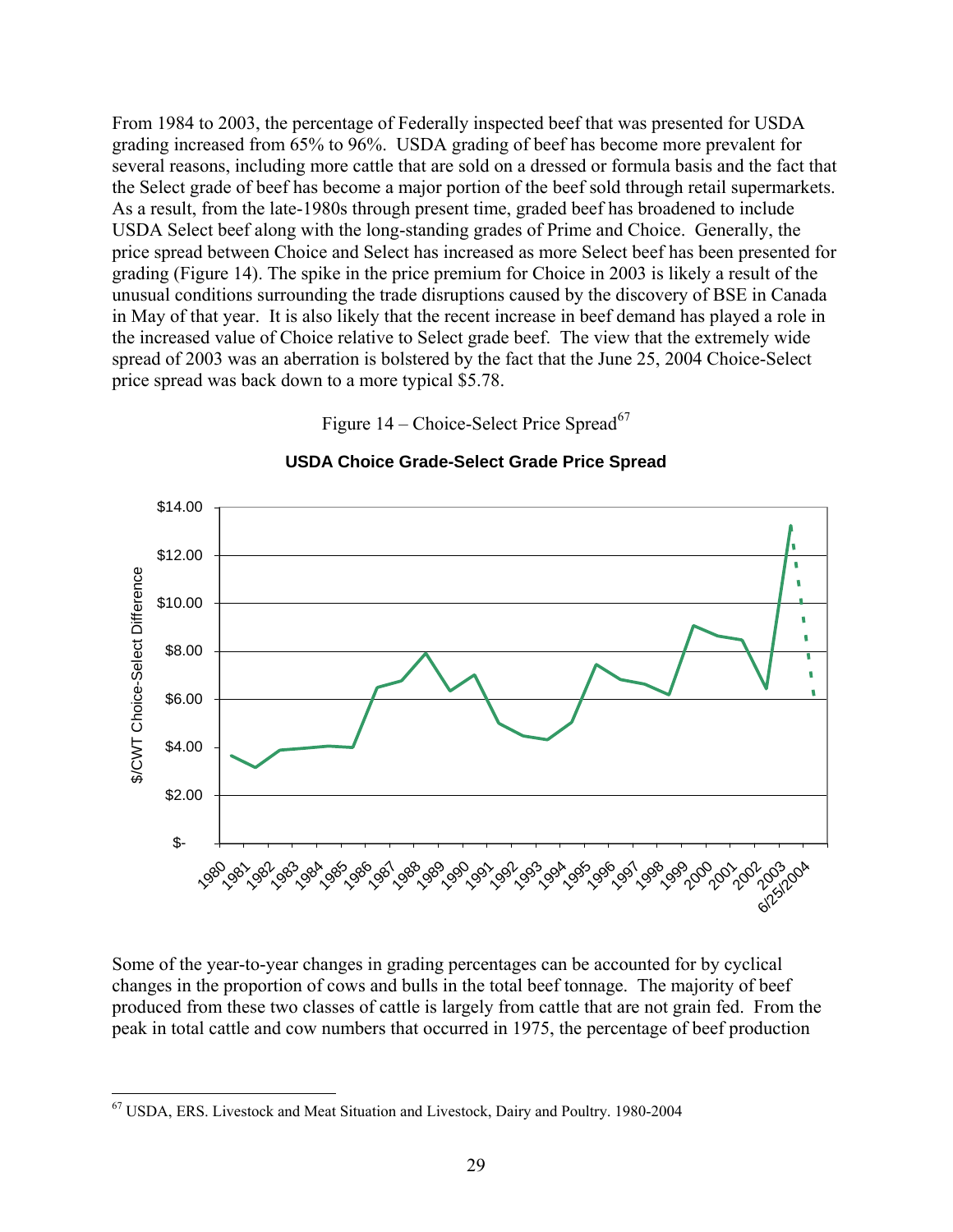From 1984 to 2003, the percentage of Federally inspected beef that was presented for USDA grading increased from 65% to 96%. USDA grading of beef has become more prevalent for several reasons, including more cattle that are sold on a dressed or formula basis and the fact that the Select grade of beef has become a major portion of the beef sold through retail supermarkets. As a result, from the late-1980s through present time, graded beef has broadened to include USDA Select beef along with the long-standing grades of Prime and Choice. Generally, the price spread between Choice and Select has increased as more Select beef has been presented for grading (Figure 14). The spike in the price premium for Choice in 2003 is likely a result of the unusual conditions surrounding the trade disruptions caused by the discovery of BSE in Canada in May of that year. It is also likely that the recent increase in beef demand has played a role in the increased value of Choice relative to Select grade beef. The view that the extremely wide spread of 2003 was an aberration is bolstered by the fact that the June 25, 2004 Choice-Select price spread was back down to a more typical $5.78.

Figure 14 – Choice-Select Price Spread[67]

**USDA Choice Grade-Select Grade Price Spread**

Some of the year-to-year changes in grading percentages can be accounted for by cyclical changes in the proportion of cows and bulls in the total beef tonnage. The majority of beef produced from these two classes of cattle is largely from cattle that are not grain fed. From the peak in total cattle and cow numbers that occurred in 1975, the percentage of beef production

---

[67] USDA, ERS. Livestock and Meat Situation and Livestock, Dairy and Poultry. 1980-2004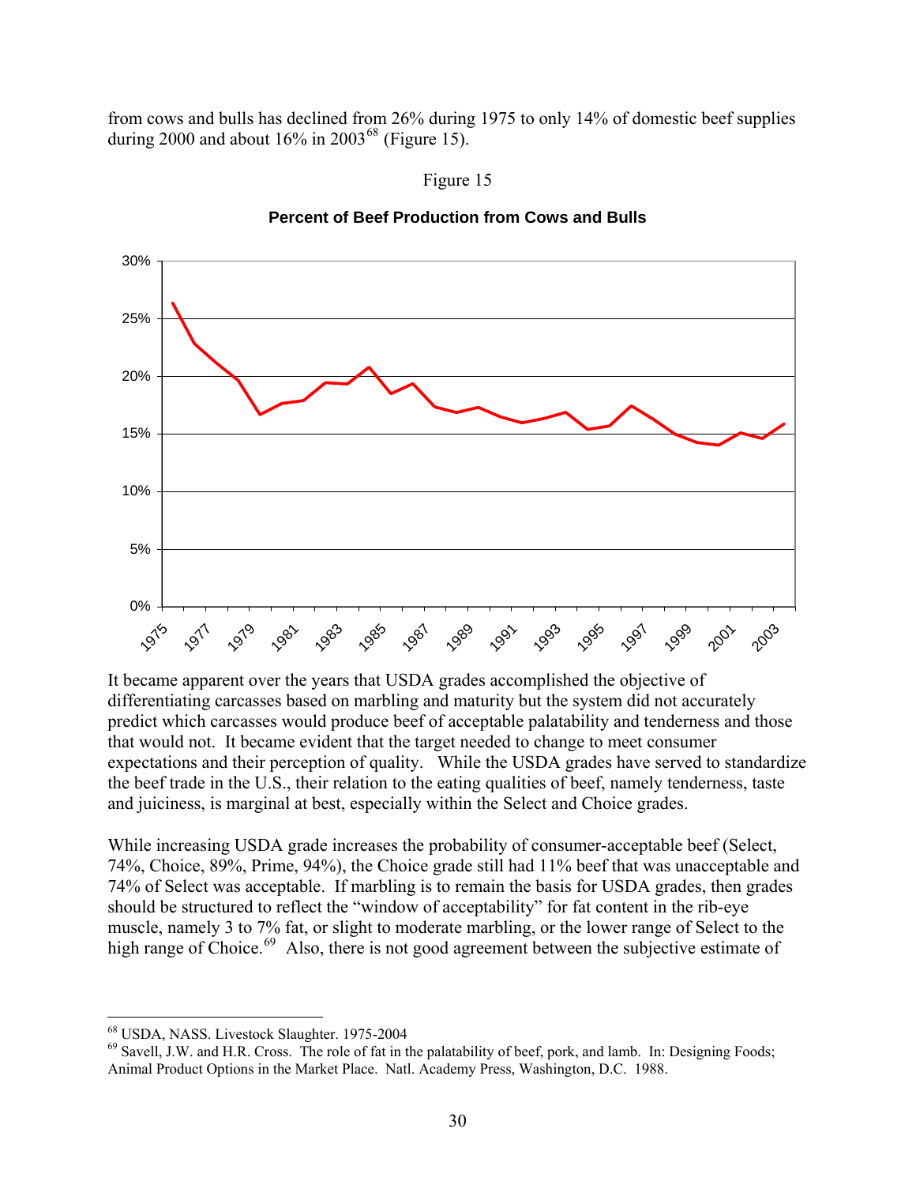from cows and bulls has declined from 26% during 1975 to only 14% of domestic beef supplies during 2000 and about 16% in 2003[68] (Figure 15).

Figure 15

**Percent of Beef Production from Cows and Bulls**

It became apparent over the years that USDA grades accomplished the objective of differentiating carcasses based on marbling and maturity but the system did not accurately predict which carcasses would produce beef of acceptable palatability and tenderness and those that would not. It became evident that the target needed to change to meet consumer expectations and their perception of quality. While the USDA grades have served to standardize the beef trade in the U.S., their relation to the eating qualities of beef, namely tenderness, taste and juiciness, is marginal at best, especially within the Select and Choice grades.

While increasing USDA grade increases the probability of consumer-acceptable beef (Select, 74%, Choice, 89%, Prime, 94%), the Choice grade still had 11% beef that was unacceptable and 74% of Select was acceptable. If marbling is to remain the basis for USDA grades, then grades should be structured to reflect the "window of acceptability" for fat content in the rib-eye muscle, namely 3 to 7% fat, or slight to moderate marbling, or the lower range of Select to the high range of Choice.[69] Also, there is not good agreement between the subjective estimate of

---

[68] USDA, NASS. Livestock Slaughter. 1975-2004

[69] Savell, J.W. and H.R. Cross. The role of fat in the palatability of beef, pork, and lamb. In: Designing Foods; Animal Product Options in the Market Place. Natl. Academy Press, Washington, D.C. 1988.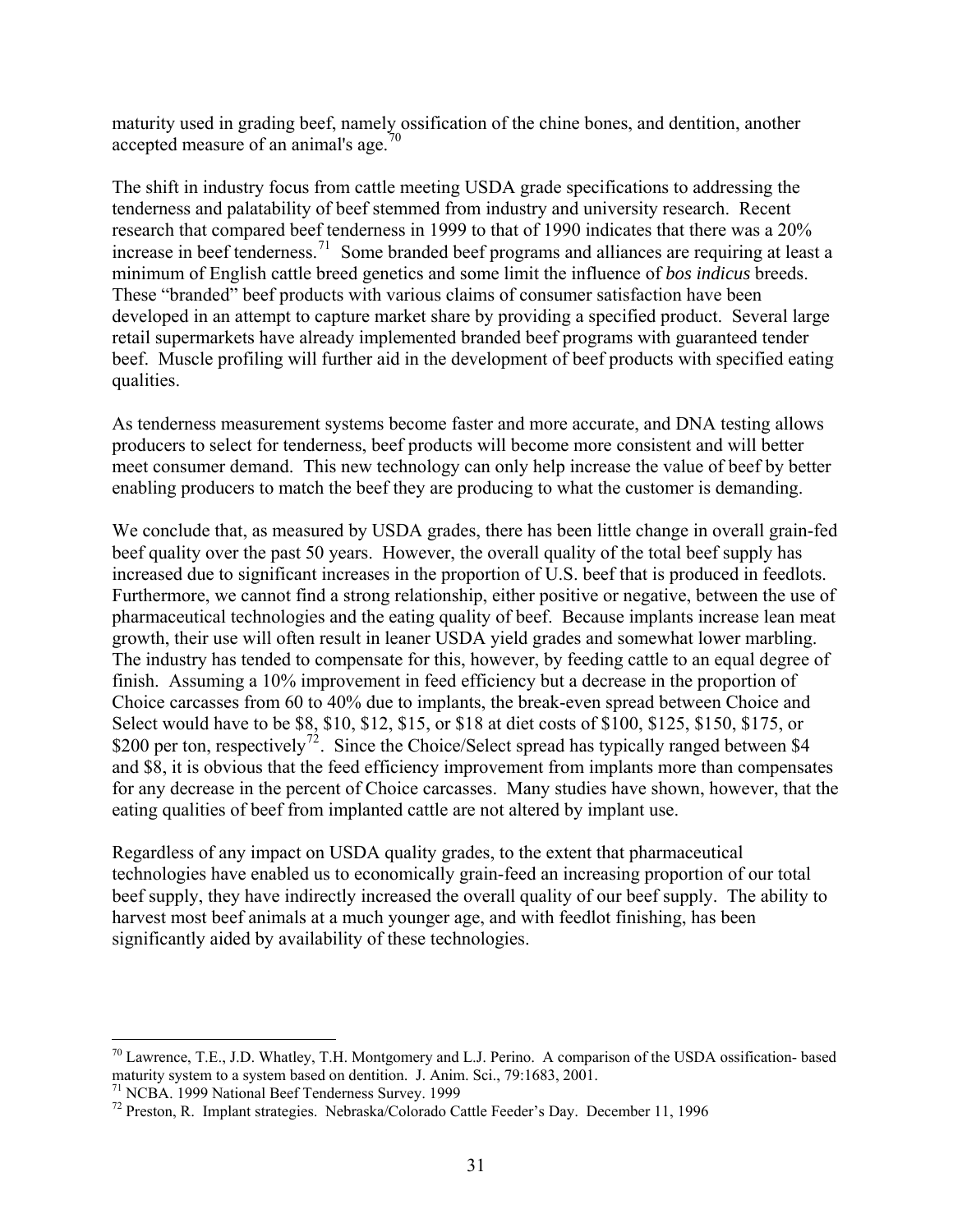maturity used in grading beef, namely ossification of the chine bones, and dentition, another accepted measure of an animal's age.[70]

The shift in industry focus from cattle meeting USDA grade specifications to addressing the tenderness and palatability of beef stemmed from industry and university research. Recent research that compared beef tenderness in 1999 to that of 1990 indicates that there was a 20% increase in beef tenderness.[71] Some branded beef programs and alliances are requiring at least a minimum of English cattle breed genetics and some limit the influence of *bos indicus* breeds. These "branded" beef products with various claims of consumer satisfaction have been developed in an attempt to capture market share by providing a specified product. Several large retail supermarkets have already implemented branded beef programs with guaranteed tender beef. Muscle profiling will further aid in the development of beef products with specified eating qualities.

As tenderness measurement systems become faster and more accurate, and DNA testing allows producers to select for tenderness, beef products will become more consistent and will better meet consumer demand. This new technology can only help increase the value of beef by better enabling producers to match the beef they are producing to what the customer is demanding.

We conclude that, as measured by USDA grades, there has been little change in overall grain-fed beef quality over the past 50 years. However, the overall quality of the total beef supply has increased due to significant increases in the proportion of U.S. beef that is produced in feedlots. Furthermore, we cannot find a strong relationship, either positive or negative, between the use of pharmaceutical technologies and the eating quality of beef. Because implants increase lean meat growth, their use will often result in leaner USDA yield grades and somewhat lower marbling. The industry has tended to compensate for this, however, by feeding cattle to an equal degree of finish. Assuming a 10% improvement in feed efficiency but a decrease in the proportion of Choice carcasses from 60 to 40% due to implants, the break-even spread between Choice and Select would have to be $8, $10, $12, $15, or $18 at diet costs of $100, $125, $150, $175, or $200 per ton, respectively[72]. Since the Choice/Select spread has typically ranged between $4 and $8, it is obvious that the feed efficiency improvement from implants more than compensates for any decrease in the percent of Choice carcasses. Many studies have shown, however, that the eating qualities of beef from implanted cattle are not altered by implant use.

Regardless of any impact on USDA quality grades, to the extent that pharmaceutical technologies have enabled us to economically grain-feed an increasing proportion of our total beef supply, they have indirectly increased the overall quality of our beef supply. The ability to harvest most beef animals at a much younger age, and with feedlot finishing, has been significantly aided by availability of these technologies.

---

[70] Lawrence, T.E., J.D. Whatley, T.H. Montgomery and L.J. Perino. A comparison of the USDA ossification- based maturity system to a system based on dentition. J. Anim. Sci., 79:1683, 2001.

[71] NCBA. 1999 National Beef Tenderness Survey. 1999

[72] Preston, R. Implant strategies. Nebraska/Colorado Cattle Feeder's Day. December 11, 1996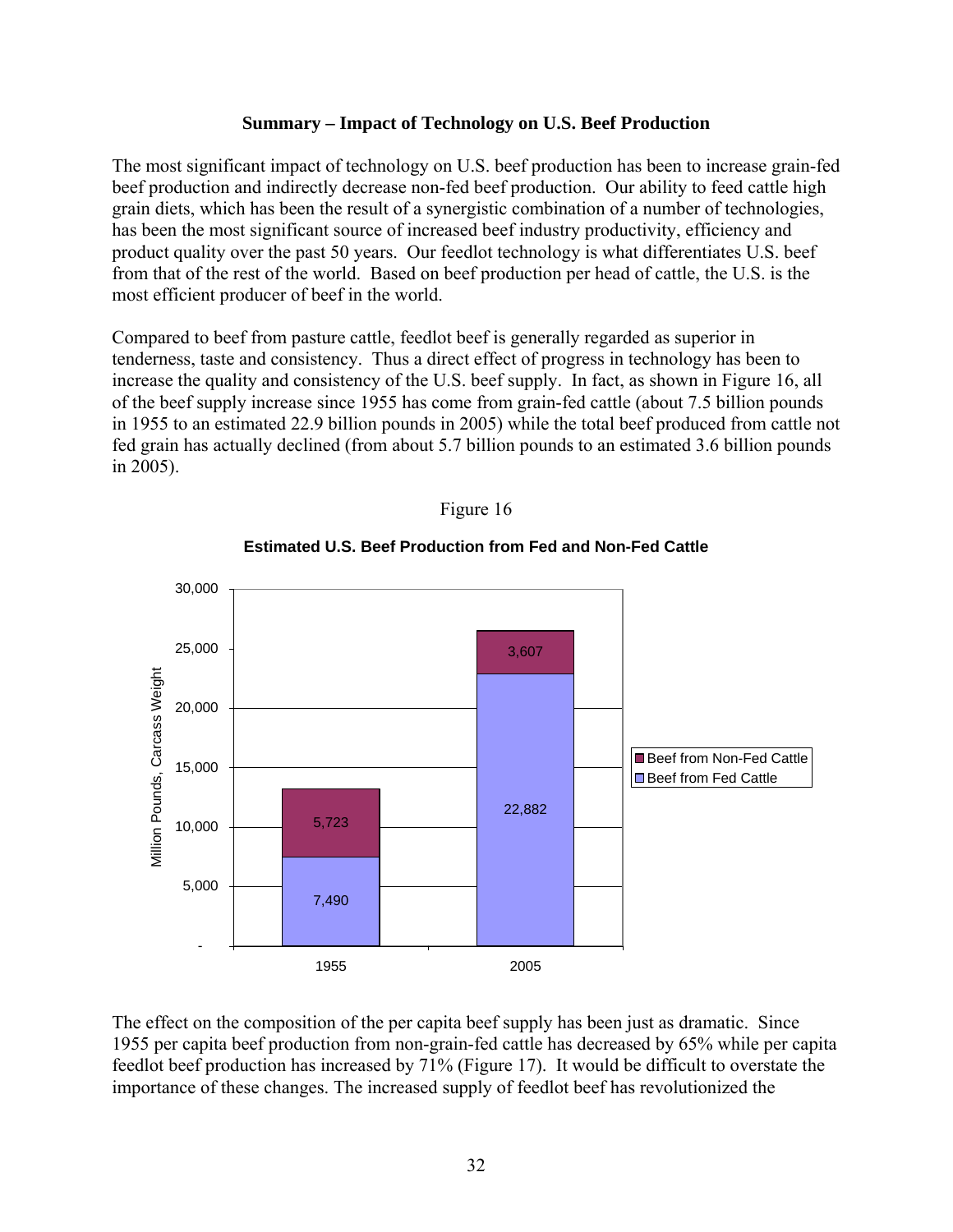**Summary – Impact of Technology on U.S. Beef Production**

The most significant impact of technology on U.S. beef production has been to increase grain-fed beef production and indirectly decrease non-fed beef production. Our ability to feed cattle high grain diets, which has been the result of a synergistic combination of a number of technologies, has been the most significant source of increased beef industry productivity, efficiency and product quality over the past 50 years. Our feedlot technology is what differentiates U.S. beef from that of the rest of the world. Based on beef production per head of cattle, the U.S. is the most efficient producer of beef in the world.

Compared to beef from pasture cattle, feedlot beef is generally regarded as superior in tenderness, taste and consistency. Thus a direct effect of progress in technology has been to increase the quality and consistency of the U.S. beef supply. In fact, as shown in Figure 16, all of the beef supply increase since 1955 has come from grain-fed cattle (about 7.5 billion pounds in 1955 to an estimated 22.9 billion pounds in 2005) while the total beef produced from cattle not fed grain has actually declined (from about 5.7 billion pounds to an estimated 3.6 billion pounds in 2005).

Figure 16

**Estimated U.S. Beef Production from Fed and Non-Fed Cattle**

| Million Pounds, Carcass Weight | 1955 | 2005 |
|---|---|---|
| Beef from Non-Fed Cattle | 5,723 | 3,607 |
| Beef from Fed Cattle | 7,490 | 22,882 |

The effect on the composition of the per capita beef supply has been just as dramatic. Since 1955 per capita beef production from non-grain-fed cattle has decreased by 65% while per capita feedlot beef production has increased by 71% (Figure 17). It would be difficult to overstate the importance of these changes. The increased supply of feedlot beef has revolutionized the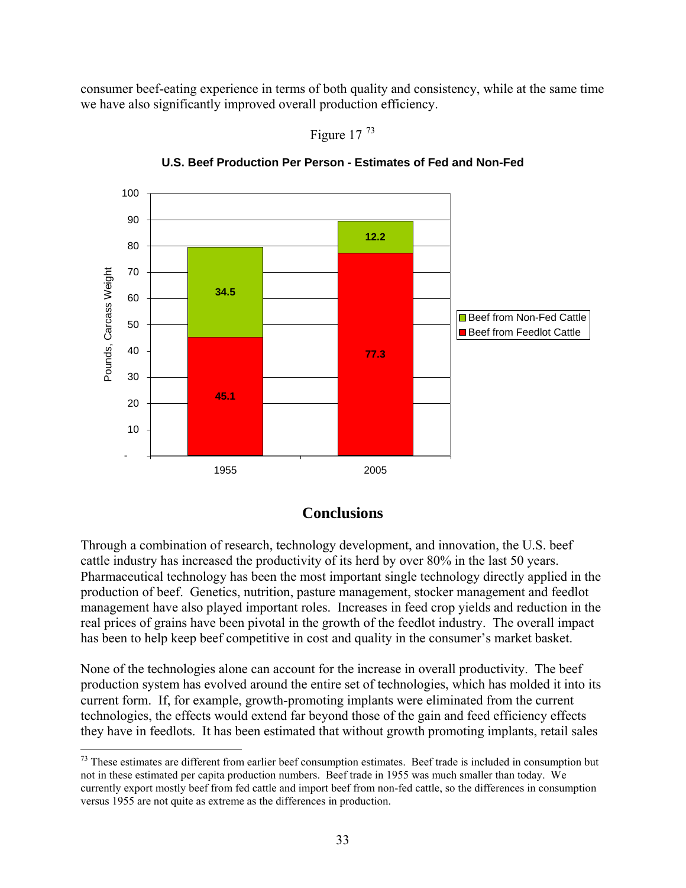consumer beef-eating experience in terms of both quality and consistency, while at the same time we have also significantly improved overall production efficiency.

Figure 17 [73]

**U.S. Beef Production Per Person - Estimates of Fed and Non-Fed**

| Year | Beef from Feedlot Cattle | Beef from Non-Fed Cattle |
|---|---|---|
| 1955 | 45.1 | 34.5 |
| 2005 | 77.3 | 12.2 |

Pounds, Carcass Weight

## Conclusions

Through a combination of research, technology development, and innovation, the U.S. beef cattle industry has increased the productivity of its herd by over 80% in the last 50 years. Pharmaceutical technology has been the most important single technology directly applied in the production of beef. Genetics, nutrition, pasture management, stocker management and feedlot management have also played important roles. Increases in feed crop yields and reduction in the real prices of grains have been pivotal in the growth of the feedlot industry. The overall impact has been to help keep beef competitive in cost and quality in the consumer's market basket.

None of the technologies alone can account for the increase in overall productivity. The beef production system has evolved around the entire set of technologies, which has molded it into its current form. If, for example, growth-promoting implants were eliminated from the current technologies, the effects would extend far beyond those of the gain and feed efficiency effects they have in feedlots. It has been estimated that without growth promoting implants, retail sales

[73] These estimates are different from earlier beef consumption estimates. Beef trade is included in consumption but not in these estimated per capita production numbers. Beef trade in 1955 was much smaller than today. We currently export mostly beef from fed cattle and import beef from non-fed cattle, so the differences in consumption versus 1955 are not quite as extreme as the differences in production.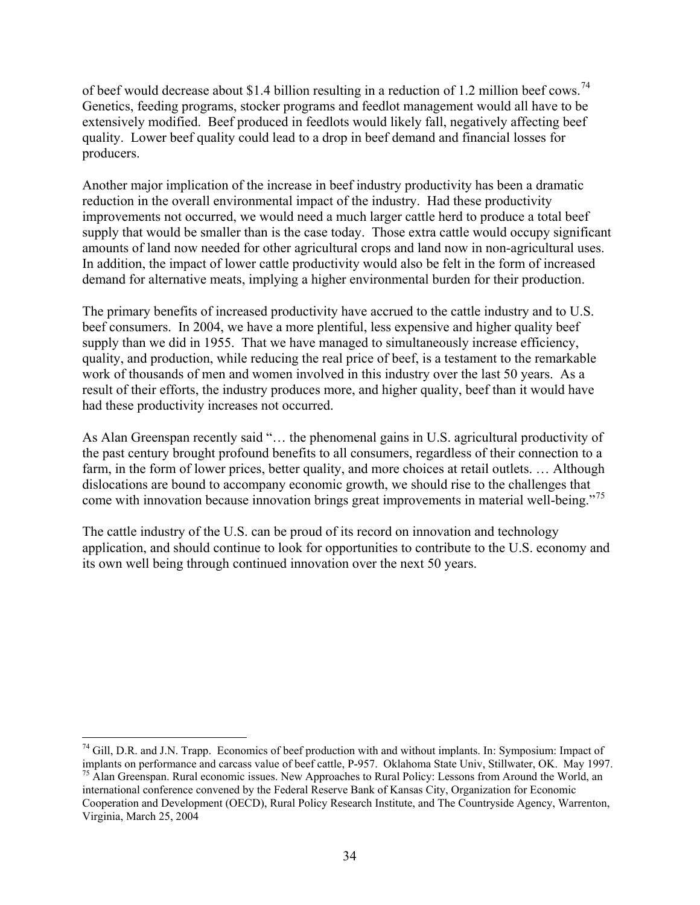of beef would decrease about $1.4 billion resulting in a reduction of 1.2 million beef cows.[74] Genetics, feeding programs, stocker programs and feedlot management would all have to be extensively modified. Beef produced in feedlots would likely fall, negatively affecting beef quality. Lower beef quality could lead to a drop in beef demand and financial losses for producers.

Another major implication of the increase in beef industry productivity has been a dramatic reduction in the overall environmental impact of the industry. Had these productivity improvements not occurred, we would need a much larger cattle herd to produce a total beef supply that would be smaller than is the case today. Those extra cattle would occupy significant amounts of land now needed for other agricultural crops and land now in non-agricultural uses. In addition, the impact of lower cattle productivity would also be felt in the form of increased demand for alternative meats, implying a higher environmental burden for their production.

The primary benefits of increased productivity have accrued to the cattle industry and to U.S. beef consumers. In 2004, we have a more plentiful, less expensive and higher quality beef supply than we did in 1955. That we have managed to simultaneously increase efficiency, quality, and production, while reducing the real price of beef, is a testament to the remarkable work of thousands of men and women involved in this industry over the last 50 years. As a result of their efforts, the industry produces more, and higher quality, beef than it would have had these productivity increases not occurred.

As Alan Greenspan recently said "… the phenomenal gains in U.S. agricultural productivity of the past century brought profound benefits to all consumers, regardless of their connection to a farm, in the form of lower prices, better quality, and more choices at retail outlets. … Although dislocations are bound to accompany economic growth, we should rise to the challenges that come with innovation because innovation brings great improvements in material well-being."[75]

The cattle industry of the U.S. can be proud of its record on innovation and technology application, and should continue to look for opportunities to contribute to the U.S. economy and its own well being through continued innovation over the next 50 years.

---

[74] Gill, D.R. and J.N. Trapp. Economics of beef production with and without implants. In: Symposium: Impact of implants on performance and carcass value of beef cattle, P-957. Oklahoma State Univ, Stillwater, OK. May 1997.

[75] Alan Greenspan. Rural economic issues. New Approaches to Rural Policy: Lessons from Around the World, an international conference convened by the Federal Reserve Bank of Kansas City, Organization for Economic Cooperation and Development (OECD), Rural Policy Research Institute, and The Countryside Agency, Warrenton, Virginia, March 25, 2004